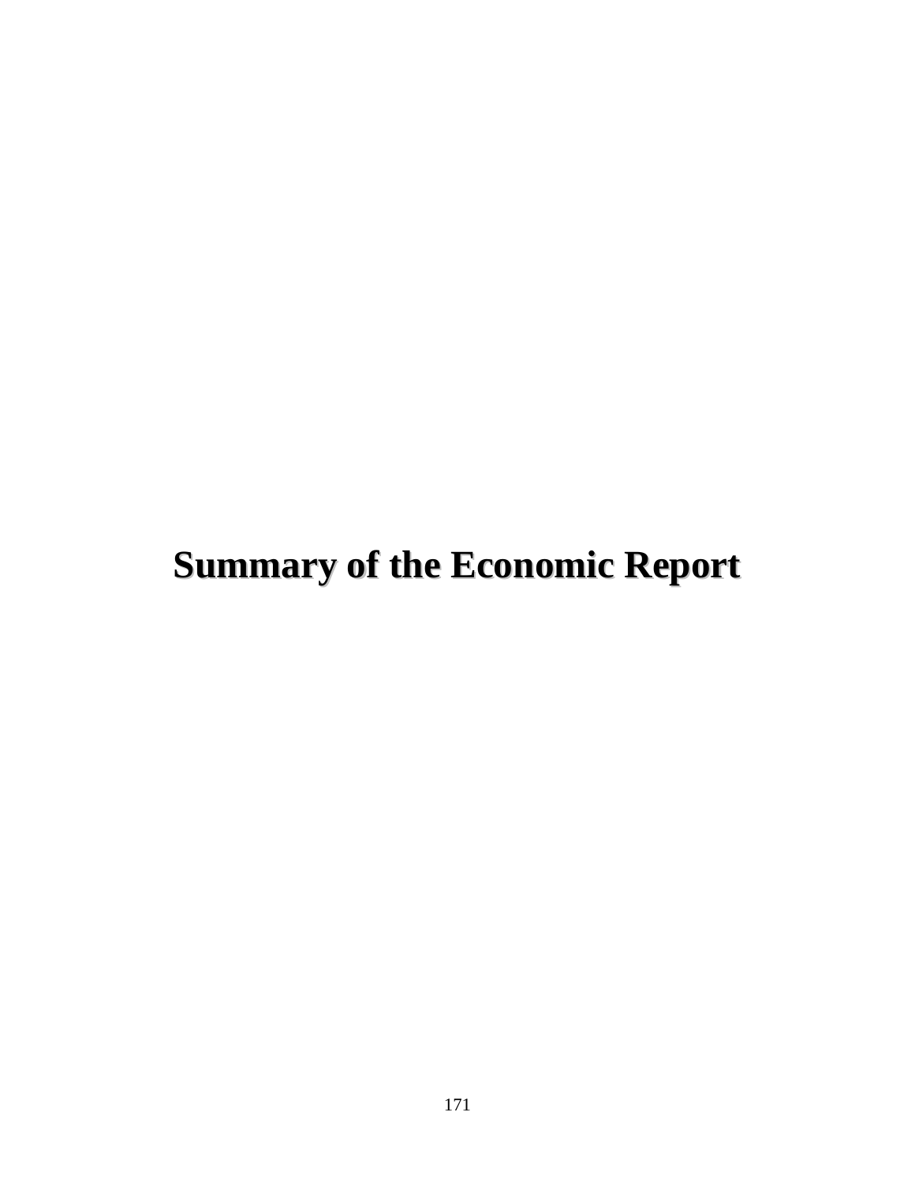# Summary of the Economic Report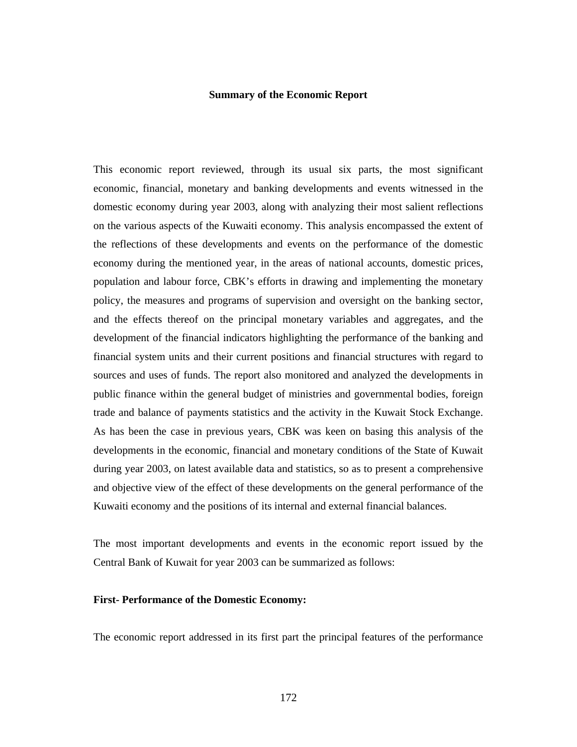## Summary of the Economic Report

This economic report reviewed, through its usual six parts, the most significant economic, financial, monetary and banking developments and events witnessed in the domestic economy during year 2003, along with analyzing their most salient reflections on the various aspects of the Kuwaiti economy. This analysis encompassed the extent of the reflections of these developments and events on the performance of the domestic economy during the mentioned year, in the areas of national accounts, domestic prices, population and labour force, CBK's efforts in drawing and implementing the monetary policy, the measures and programs of supervision and oversight on the banking sector, and the effects thereof on the principal monetary variables and aggregates, and the development of the financial indicators highlighting the performance of the banking and financial system units and their current positions and financial structures with regard to sources and uses of funds. The report also monitored and analyzed the developments in public finance within the general budget of ministries and governmental bodies, foreign trade and balance of payments statistics and the activity in the Kuwait Stock Exchange. As has been the case in previous years, CBK was keen on basing this analysis of the developments in the economic, financial and monetary conditions of the State of Kuwait during year 2003, on latest available data and statistics, so as to present a comprehensive and objective view of the effect of these developments on the general performance of the Kuwaiti economy and the positions of its internal and external financial balances.

The most important developments and events in the economic report issued by the Central Bank of Kuwait for year 2003 can be summarized as follows:

**First- Performance of the Domestic Economy:**

The economic report addressed in its first part the principal features of the performance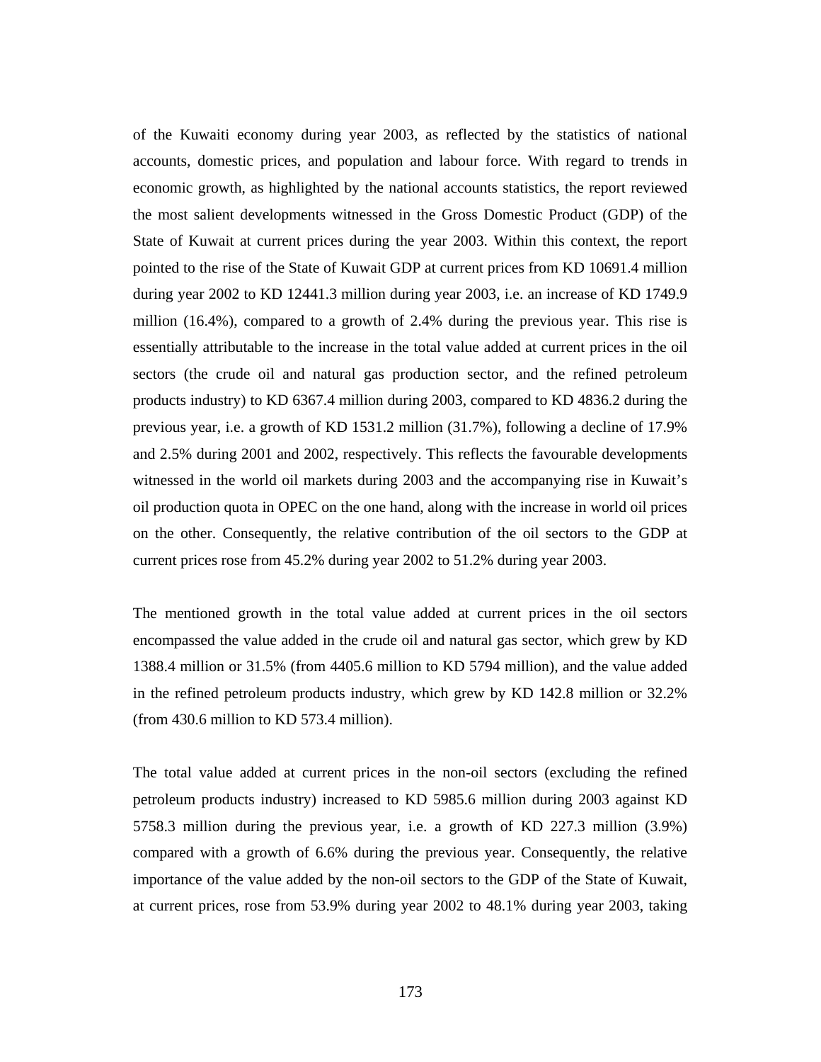of the Kuwaiti economy during year 2003, as reflected by the statistics of national accounts, domestic prices, and population and labour force. With regard to trends in economic growth, as highlighted by the national accounts statistics, the report reviewed the most salient developments witnessed in the Gross Domestic Product (GDP) of the State of Kuwait at current prices during the year 2003. Within this context, the report pointed to the rise of the State of Kuwait GDP at current prices from KD 10691.4 million during year 2002 to KD 12441.3 million during year 2003, i.e. an increase of KD 1749.9 million (16.4%), compared to a growth of 2.4% during the previous year. This rise is essentially attributable to the increase in the total value added at current prices in the oil sectors (the crude oil and natural gas production sector, and the refined petroleum products industry) to KD 6367.4 million during 2003, compared to KD 4836.2 during the previous year, i.e. a growth of KD 1531.2 million (31.7%), following a decline of 17.9% and 2.5% during 2001 and 2002, respectively. This reflects the favourable developments witnessed in the world oil markets during 2003 and the accompanying rise in Kuwait's oil production quota in OPEC on the one hand, along with the increase in world oil prices on the other. Consequently, the relative contribution of the oil sectors to the GDP at current prices rose from 45.2% during year 2002 to 51.2% during year 2003.

The mentioned growth in the total value added at current prices in the oil sectors encompassed the value added in the crude oil and natural gas sector, which grew by KD 1388.4 million or 31.5% (from 4405.6 million to KD 5794 million), and the value added in the refined petroleum products industry, which grew by KD 142.8 million or 32.2% (from 430.6 million to KD 573.4 million).

The total value added at current prices in the non-oil sectors (excluding the refined petroleum products industry) increased to KD 5985.6 million during 2003 against KD 5758.3 million during the previous year, i.e. a growth of KD 227.3 million (3.9%) compared with a growth of 6.6% during the previous year. Consequently, the relative importance of the value added by the non-oil sectors to the GDP of the State of Kuwait, at current prices, rose from 53.9% during year 2002 to 48.1% during year 2003, taking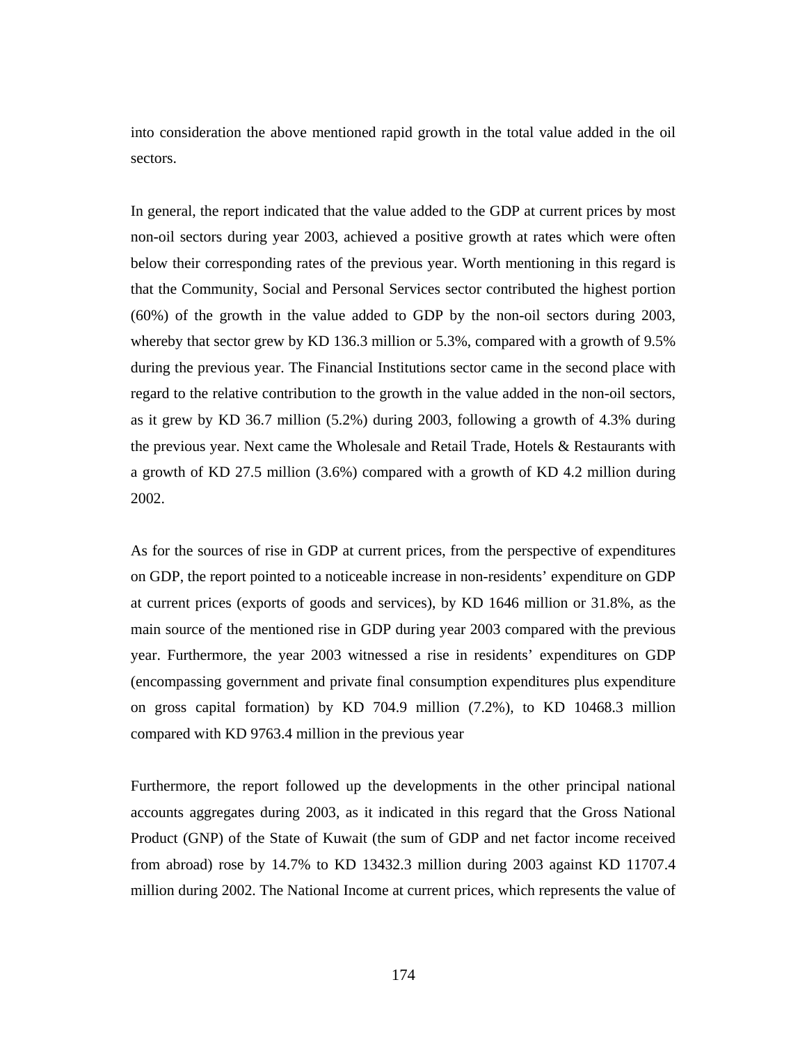into consideration the above mentioned rapid growth in the total value added in the oil sectors.

In general, the report indicated that the value added to the GDP at current prices by most non-oil sectors during year 2003, achieved a positive growth at rates which were often below their corresponding rates of the previous year. Worth mentioning in this regard is that the Community, Social and Personal Services sector contributed the highest portion (60%) of the growth in the value added to GDP by the non-oil sectors during 2003, whereby that sector grew by KD 136.3 million or 5.3%, compared with a growth of 9.5% during the previous year. The Financial Institutions sector came in the second place with regard to the relative contribution to the growth in the value added in the non-oil sectors, as it grew by KD 36.7 million (5.2%) during 2003, following a growth of 4.3% during the previous year. Next came the Wholesale and Retail Trade, Hotels & Restaurants with a growth of KD 27.5 million (3.6%) compared with a growth of KD 4.2 million during 2002.

As for the sources of rise in GDP at current prices, from the perspective of expenditures on GDP, the report pointed to a noticeable increase in non-residents' expenditure on GDP at current prices (exports of goods and services), by KD 1646 million or 31.8%, as the main source of the mentioned rise in GDP during year 2003 compared with the previous year. Furthermore, the year 2003 witnessed a rise in residents' expenditures on GDP (encompassing government and private final consumption expenditures plus expenditure on gross capital formation) by KD 704.9 million (7.2%), to KD 10468.3 million compared with KD 9763.4 million in the previous year

Furthermore, the report followed up the developments in the other principal national accounts aggregates during 2003, as it indicated in this regard that the Gross National Product (GNP) of the State of Kuwait (the sum of GDP and net factor income received from abroad) rose by 14.7% to KD 13432.3 million during 2003 against KD 11707.4 million during 2002. The National Income at current prices, which represents the value of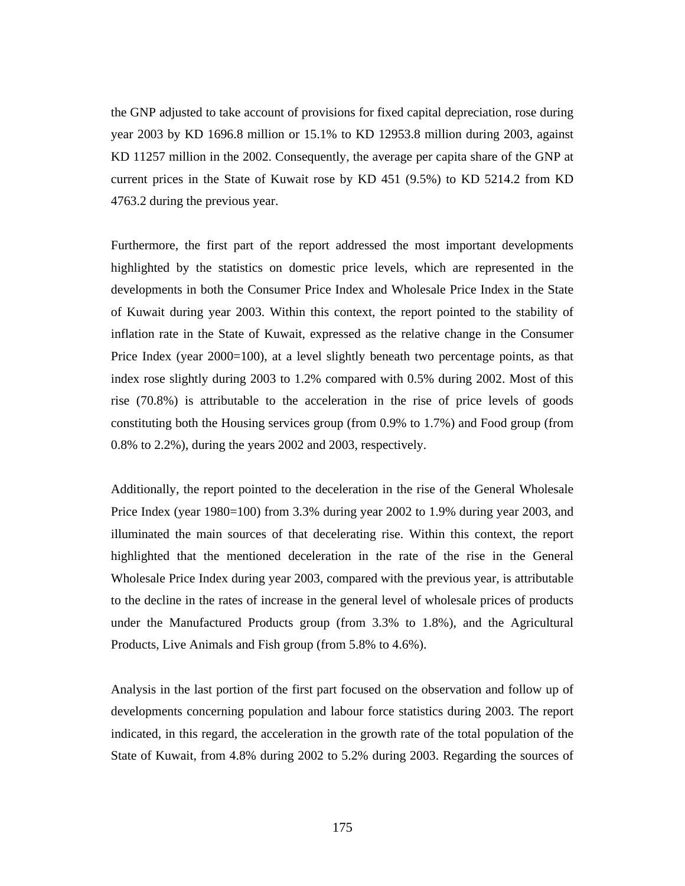the GNP adjusted to take account of provisions for fixed capital depreciation, rose during year 2003 by KD 1696.8 million or 15.1% to KD 12953.8 million during 2003, against KD 11257 million in the 2002. Consequently, the average per capita share of the GNP at current prices in the State of Kuwait rose by KD 451 (9.5%) to KD 5214.2 from KD 4763.2 during the previous year.

Furthermore, the first part of the report addressed the most important developments highlighted by the statistics on domestic price levels, which are represented in the developments in both the Consumer Price Index and Wholesale Price Index in the State of Kuwait during year 2003. Within this context, the report pointed to the stability of inflation rate in the State of Kuwait, expressed as the relative change in the Consumer Price Index (year 2000=100), at a level slightly beneath two percentage points, as that index rose slightly during 2003 to 1.2% compared with 0.5% during 2002. Most of this rise (70.8%) is attributable to the acceleration in the rise of price levels of goods constituting both the Housing services group (from 0.9% to 1.7%) and Food group (from 0.8% to 2.2%), during the years 2002 and 2003, respectively.

Additionally, the report pointed to the deceleration in the rise of the General Wholesale Price Index (year 1980=100) from 3.3% during year 2002 to 1.9% during year 2003, and illuminated the main sources of that decelerating rise. Within this context, the report highlighted that the mentioned deceleration in the rate of the rise in the General Wholesale Price Index during year 2003, compared with the previous year, is attributable to the decline in the rates of increase in the general level of wholesale prices of products under the Manufactured Products group (from 3.3% to 1.8%), and the Agricultural Products, Live Animals and Fish group (from 5.8% to 4.6%).

Analysis in the last portion of the first part focused on the observation and follow up of developments concerning population and labour force statistics during 2003. The report indicated, in this regard, the acceleration in the growth rate of the total population of the State of Kuwait, from 4.8% during 2002 to 5.2% during 2003. Regarding the sources of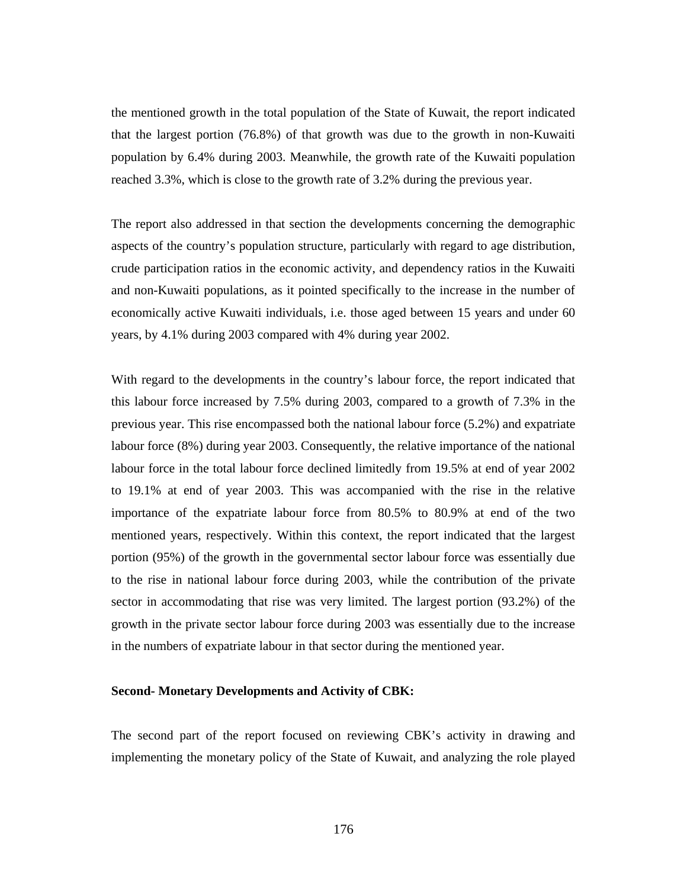the mentioned growth in the total population of the State of Kuwait, the report indicated that the largest portion (76.8%) of that growth was due to the growth in non-Kuwaiti population by 6.4% during 2003. Meanwhile, the growth rate of the Kuwaiti population reached 3.3%, which is close to the growth rate of 3.2% during the previous year.

The report also addressed in that section the developments concerning the demographic aspects of the country's population structure, particularly with regard to age distribution, crude participation ratios in the economic activity, and dependency ratios in the Kuwaiti and non-Kuwaiti populations, as it pointed specifically to the increase in the number of economically active Kuwaiti individuals, i.e. those aged between 15 years and under 60 years, by 4.1% during 2003 compared with 4% during year 2002.

With regard to the developments in the country's labour force, the report indicated that this labour force increased by 7.5% during 2003, compared to a growth of 7.3% in the previous year. This rise encompassed both the national labour force (5.2%) and expatriate labour force (8%) during year 2003. Consequently, the relative importance of the national labour force in the total labour force declined limitedly from 19.5% at end of year 2002 to 19.1% at end of year 2003. This was accompanied with the rise in the relative importance of the expatriate labour force from 80.5% to 80.9% at end of the two mentioned years, respectively. Within this context, the report indicated that the largest portion (95%) of the growth in the governmental sector labour force was essentially due to the rise in national labour force during 2003, while the contribution of the private sector in accommodating that rise was very limited. The largest portion (93.2%) of the growth in the private sector labour force during 2003 was essentially due to the increase in the numbers of expatriate labour in that sector during the mentioned year.

**Second- Monetary Developments and Activity of CBK:**

The second part of the report focused on reviewing CBK's activity in drawing and implementing the monetary policy of the State of Kuwait, and analyzing the role played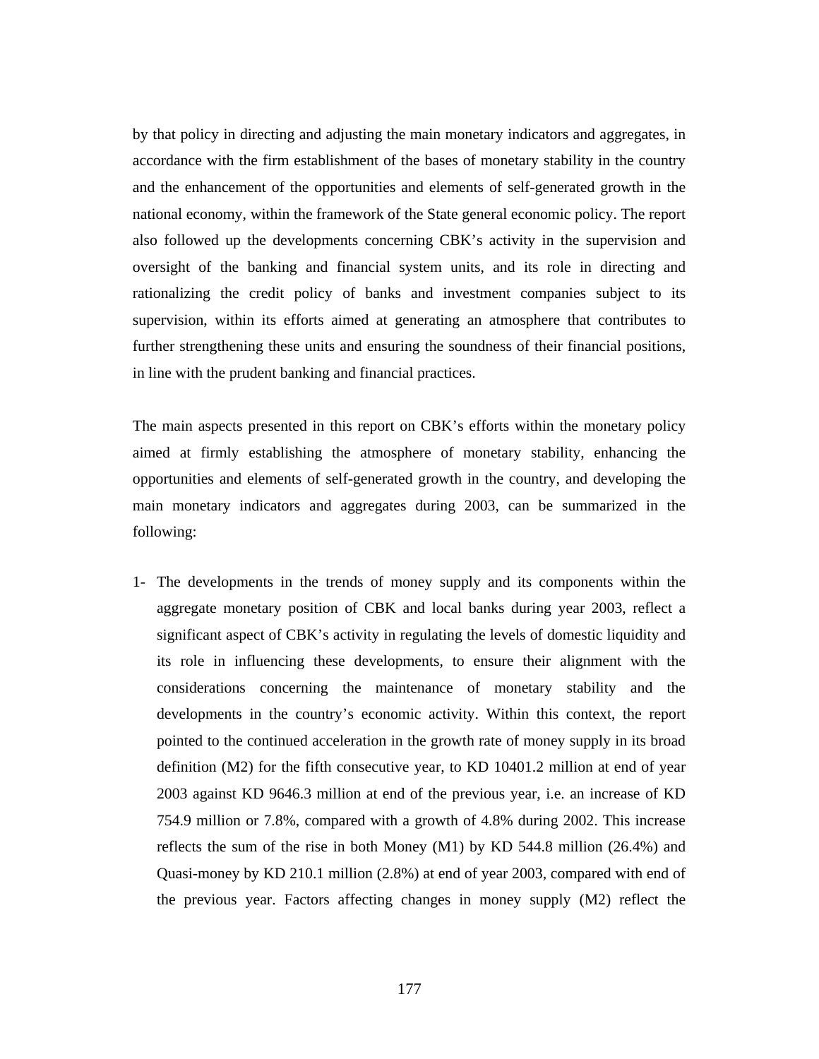by that policy in directing and adjusting the main monetary indicators and aggregates, in accordance with the firm establishment of the bases of monetary stability in the country and the enhancement of the opportunities and elements of self-generated growth in the national economy, within the framework of the State general economic policy. The report also followed up the developments concerning CBK's activity in the supervision and oversight of the banking and financial system units, and its role in directing and rationalizing the credit policy of banks and investment companies subject to its supervision, within its efforts aimed at generating an atmosphere that contributes to further strengthening these units and ensuring the soundness of their financial positions, in line with the prudent banking and financial practices.

The main aspects presented in this report on CBK's efforts within the monetary policy aimed at firmly establishing the atmosphere of monetary stability, enhancing the opportunities and elements of self-generated growth in the country, and developing the main monetary indicators and aggregates during 2003, can be summarized in the following:

1- The developments in the trends of money supply and its components within the aggregate monetary position of CBK and local banks during year 2003, reflect a significant aspect of CBK's activity in regulating the levels of domestic liquidity and its role in influencing these developments, to ensure their alignment with the considerations concerning the maintenance of monetary stability and the developments in the country's economic activity. Within this context, the report pointed to the continued acceleration in the growth rate of money supply in its broad definition (M2) for the fifth consecutive year, to KD 10401.2 million at end of year 2003 against KD 9646.3 million at end of the previous year, i.e. an increase of KD 754.9 million or 7.8%, compared with a growth of 4.8% during 2002. This increase reflects the sum of the rise in both Money (M1) by KD 544.8 million (26.4%) and Quasi-money by KD 210.1 million (2.8%) at end of year 2003, compared with end of the previous year. Factors affecting changes in money supply (M2) reflect the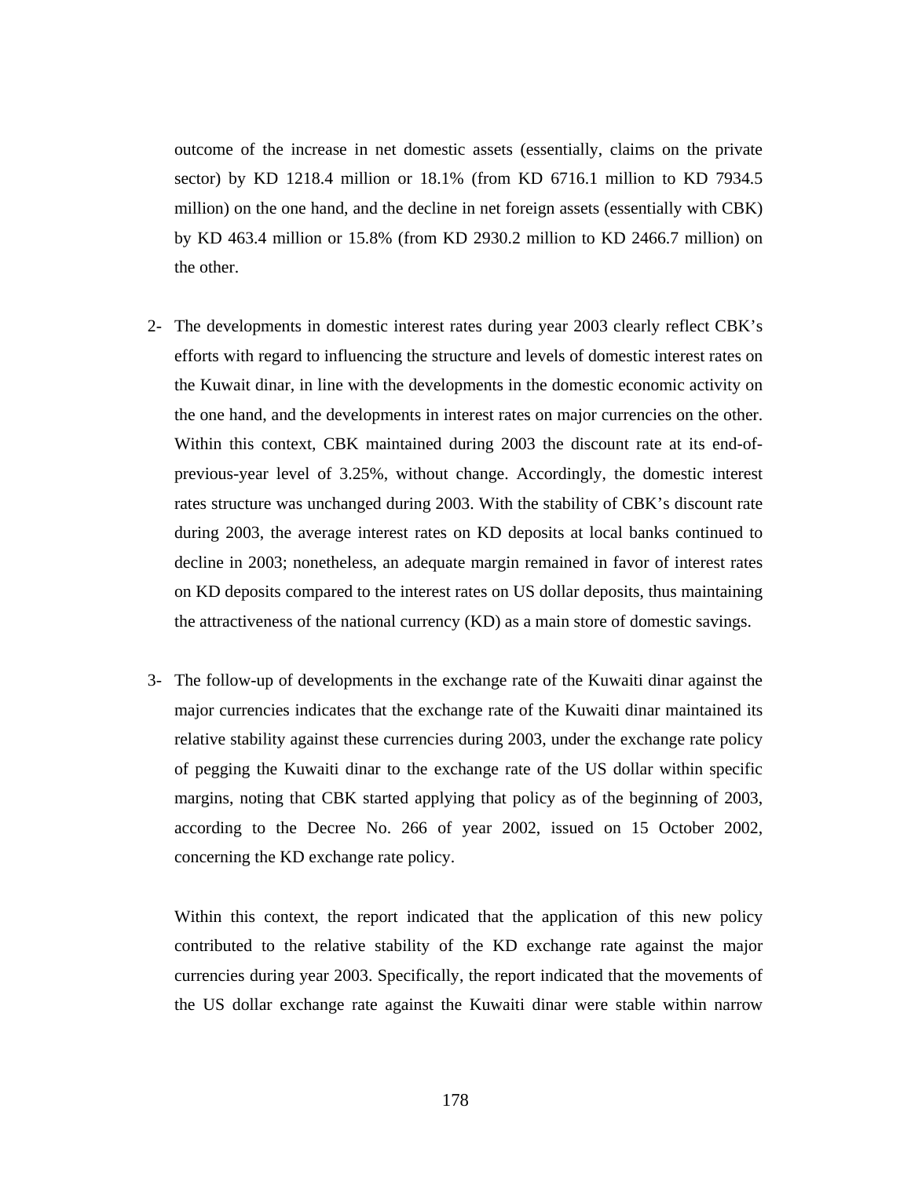outcome of the increase in net domestic assets (essentially, claims on the private sector) by KD 1218.4 million or 18.1% (from KD 6716.1 million to KD 7934.5 million) on the one hand, and the decline in net foreign assets (essentially with CBK) by KD 463.4 million or 15.8% (from KD 2930.2 million to KD 2466.7 million) on the other.

2- The developments in domestic interest rates during year 2003 clearly reflect CBK's efforts with regard to influencing the structure and levels of domestic interest rates on the Kuwait dinar, in line with the developments in the domestic economic activity on the one hand, and the developments in interest rates on major currencies on the other. Within this context, CBK maintained during 2003 the discount rate at its end-of-previous-year level of 3.25%, without change. Accordingly, the domestic interest rates structure was unchanged during 2003. With the stability of CBK's discount rate during 2003, the average interest rates on KD deposits at local banks continued to decline in 2003; nonetheless, an adequate margin remained in favor of interest rates on KD deposits compared to the interest rates on US dollar deposits, thus maintaining the attractiveness of the national currency (KD) as a main store of domestic savings.

3- The follow-up of developments in the exchange rate of the Kuwaiti dinar against the major currencies indicates that the exchange rate of the Kuwaiti dinar maintained its relative stability against these currencies during 2003, under the exchange rate policy of pegging the Kuwaiti dinar to the exchange rate of the US dollar within specific margins, noting that CBK started applying that policy as of the beginning of 2003, according to the Decree No. 266 of year 2002, issued on 15 October 2002, concerning the KD exchange rate policy.

   Within this context, the report indicated that the application of this new policy contributed to the relative stability of the KD exchange rate against the major currencies during year 2003. Specifically, the report indicated that the movements of the US dollar exchange rate against the Kuwaiti dinar were stable within narrow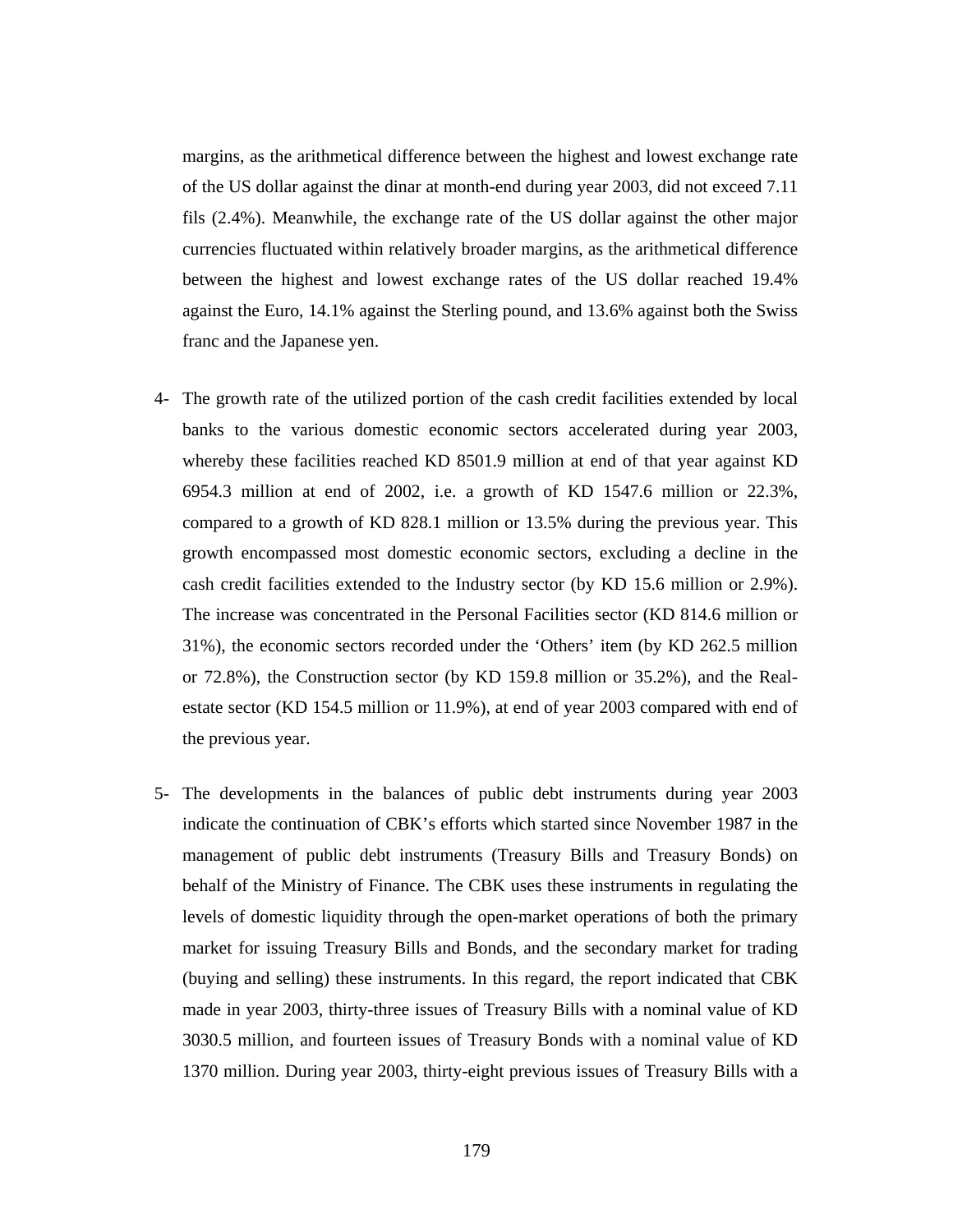margins, as the arithmetical difference between the highest and lowest exchange rate of the US dollar against the dinar at month-end during year 2003, did not exceed 7.11 fils (2.4%). Meanwhile, the exchange rate of the US dollar against the other major currencies fluctuated within relatively broader margins, as the arithmetical difference between the highest and lowest exchange rates of the US dollar reached 19.4% against the Euro, 14.1% against the Sterling pound, and 13.6% against both the Swiss franc and the Japanese yen.

4- The growth rate of the utilized portion of the cash credit facilities extended by local banks to the various domestic economic sectors accelerated during year 2003, whereby these facilities reached KD 8501.9 million at end of that year against KD 6954.3 million at end of 2002, i.e. a growth of KD 1547.6 million or 22.3%, compared to a growth of KD 828.1 million or 13.5% during the previous year. This growth encompassed most domestic economic sectors, excluding a decline in the cash credit facilities extended to the Industry sector (by KD 15.6 million or 2.9%). The increase was concentrated in the Personal Facilities sector (KD 814.6 million or 31%), the economic sectors recorded under the 'Others' item (by KD 262.5 million or 72.8%), the Construction sector (by KD 159.8 million or 35.2%), and the Real-estate sector (KD 154.5 million or 11.9%), at end of year 2003 compared with end of the previous year.

5- The developments in the balances of public debt instruments during year 2003 indicate the continuation of CBK's efforts which started since November 1987 in the management of public debt instruments (Treasury Bills and Treasury Bonds) on behalf of the Ministry of Finance. The CBK uses these instruments in regulating the levels of domestic liquidity through the open-market operations of both the primary market for issuing Treasury Bills and Bonds, and the secondary market for trading (buying and selling) these instruments. In this regard, the report indicated that CBK made in year 2003, thirty-three issues of Treasury Bills with a nominal value of KD 3030.5 million, and fourteen issues of Treasury Bonds with a nominal value of KD 1370 million. During year 2003, thirty-eight previous issues of Treasury Bills with a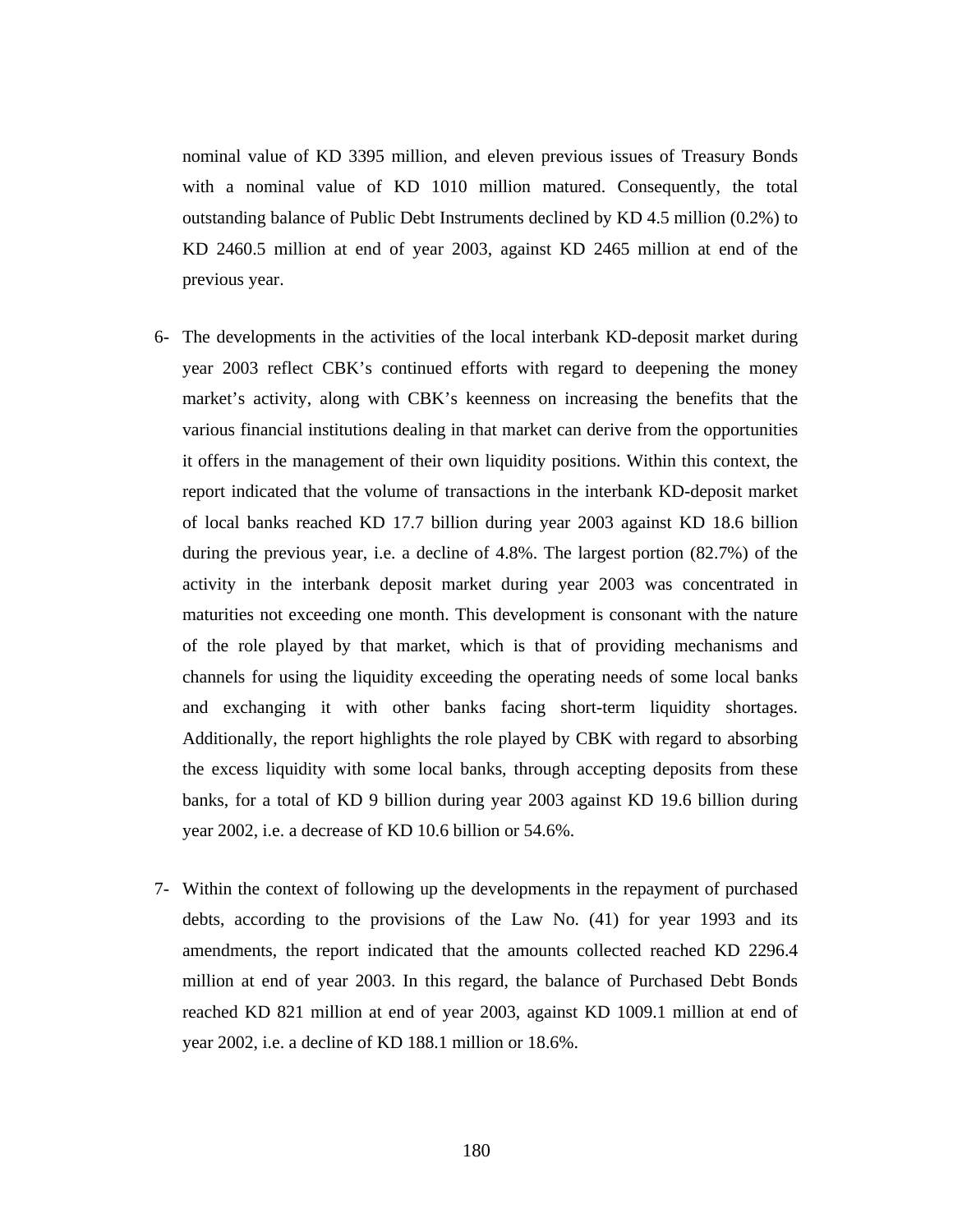nominal value of KD 3395 million, and eleven previous issues of Treasury Bonds with a nominal value of KD 1010 million matured. Consequently, the total outstanding balance of Public Debt Instruments declined by KD 4.5 million (0.2%) to KD 2460.5 million at end of year 2003, against KD 2465 million at end of the previous year.

6- The developments in the activities of the local interbank KD-deposit market during year 2003 reflect CBK's continued efforts with regard to deepening the money market's activity, along with CBK's keenness on increasing the benefits that the various financial institutions dealing in that market can derive from the opportunities it offers in the management of their own liquidity positions. Within this context, the report indicated that the volume of transactions in the interbank KD-deposit market of local banks reached KD 17.7 billion during year 2003 against KD 18.6 billion during the previous year, i.e. a decline of 4.8%. The largest portion (82.7%) of the activity in the interbank deposit market during year 2003 was concentrated in maturities not exceeding one month. This development is consonant with the nature of the role played by that market, which is that of providing mechanisms and channels for using the liquidity exceeding the operating needs of some local banks and exchanging it with other banks facing short-term liquidity shortages. Additionally, the report highlights the role played by CBK with regard to absorbing the excess liquidity with some local banks, through accepting deposits from these banks, for a total of KD 9 billion during year 2003 against KD 19.6 billion during year 2002, i.e. a decrease of KD 10.6 billion or 54.6%.

7- Within the context of following up the developments in the repayment of purchased debts, according to the provisions of the Law No. (41) for year 1993 and its amendments, the report indicated that the amounts collected reached KD 2296.4 million at end of year 2003. In this regard, the balance of Purchased Debt Bonds reached KD 821 million at end of year 2003, against KD 1009.1 million at end of year 2002, i.e. a decline of KD 188.1 million or 18.6%.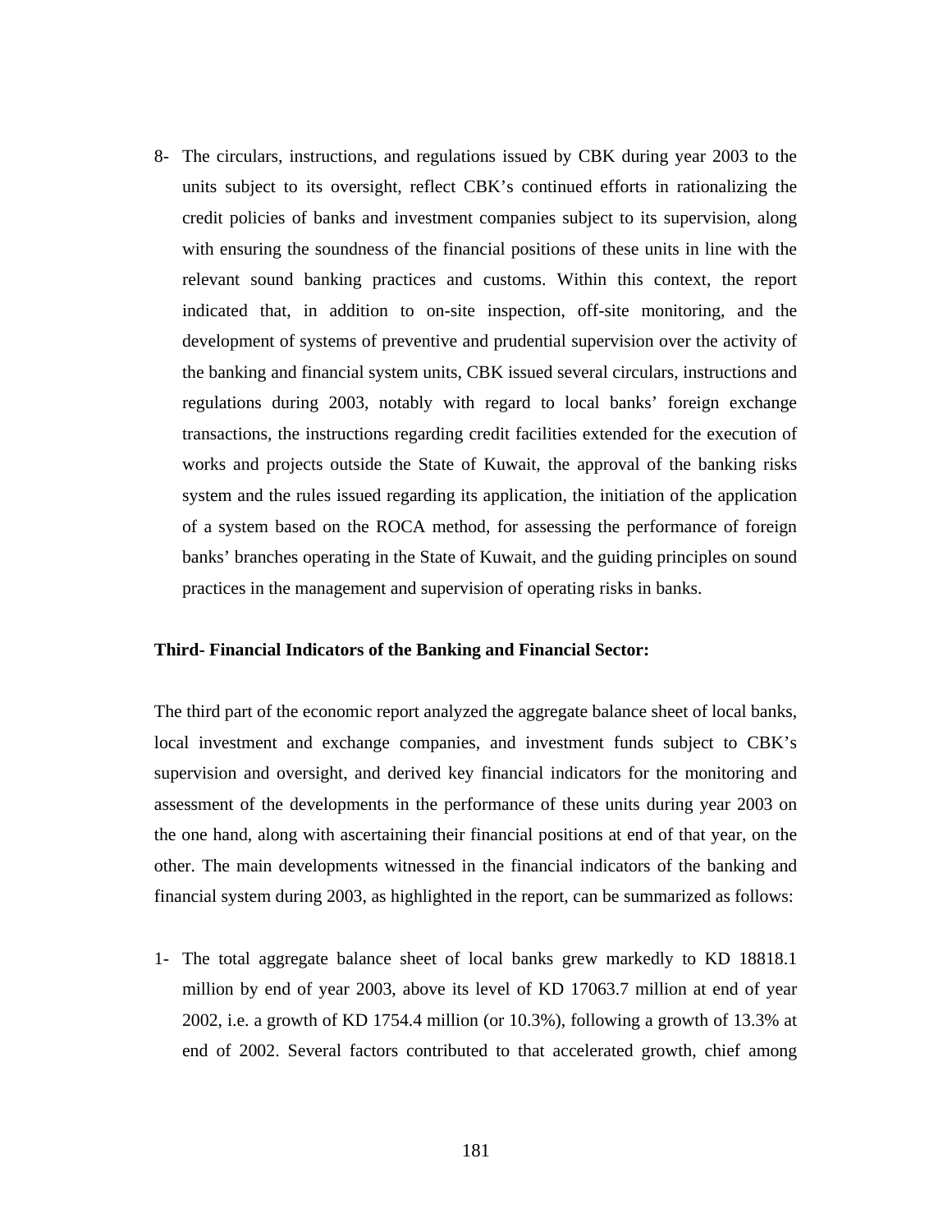8- The circulars, instructions, and regulations issued by CBK during year 2003 to the units subject to its oversight, reflect CBK's continued efforts in rationalizing the credit policies of banks and investment companies subject to its supervision, along with ensuring the soundness of the financial positions of these units in line with the relevant sound banking practices and customs. Within this context, the report indicated that, in addition to on-site inspection, off-site monitoring, and the development of systems of preventive and prudential supervision over the activity of the banking and financial system units, CBK issued several circulars, instructions and regulations during 2003, notably with regard to local banks' foreign exchange transactions, the instructions regarding credit facilities extended for the execution of works and projects outside the State of Kuwait, the approval of the banking risks system and the rules issued regarding its application, the initiation of the application of a system based on the ROCA method, for assessing the performance of foreign banks' branches operating in the State of Kuwait, and the guiding principles on sound practices in the management and supervision of operating risks in banks.

**Third- Financial Indicators of the Banking and Financial Sector:**

The third part of the economic report analyzed the aggregate balance sheet of local banks, local investment and exchange companies, and investment funds subject to CBK's supervision and oversight, and derived key financial indicators for the monitoring and assessment of the developments in the performance of these units during year 2003 on the one hand, along with ascertaining their financial positions at end of that year, on the other. The main developments witnessed in the financial indicators of the banking and financial system during 2003, as highlighted in the report, can be summarized as follows:

1- The total aggregate balance sheet of local banks grew markedly to KD 18818.1 million by end of year 2003, above its level of KD 17063.7 million at end of year 2002, i.e. a growth of KD 1754.4 million (or 10.3%), following a growth of 13.3% at end of 2002. Several factors contributed to that accelerated growth, chief among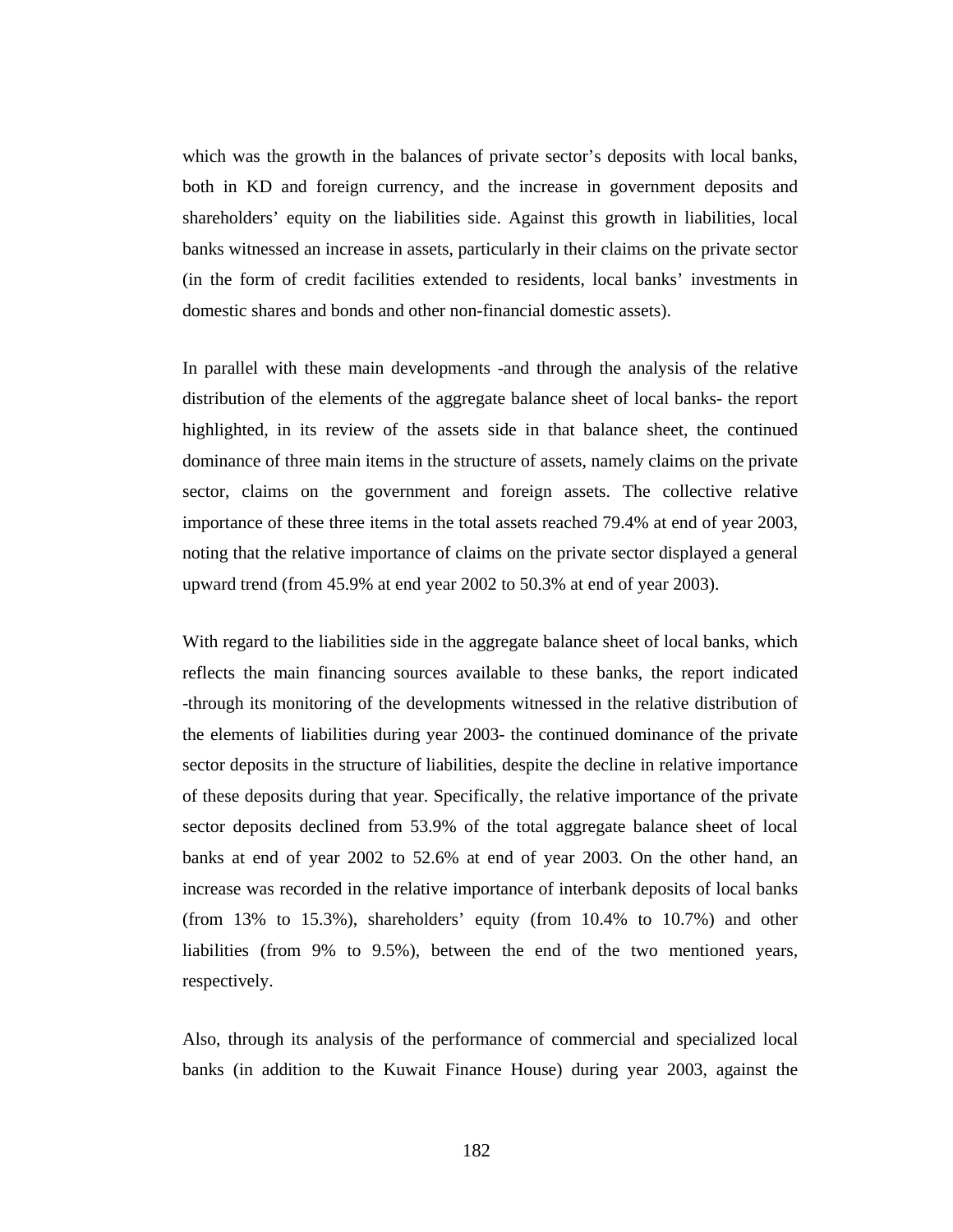which was the growth in the balances of private sector's deposits with local banks, both in KD and foreign currency, and the increase in government deposits and shareholders' equity on the liabilities side. Against this growth in liabilities, local banks witnessed an increase in assets, particularly in their claims on the private sector (in the form of credit facilities extended to residents, local banks' investments in domestic shares and bonds and other non-financial domestic assets).

In parallel with these main developments -and through the analysis of the relative distribution of the elements of the aggregate balance sheet of local banks- the report highlighted, in its review of the assets side in that balance sheet, the continued dominance of three main items in the structure of assets, namely claims on the private sector, claims on the government and foreign assets. The collective relative importance of these three items in the total assets reached 79.4% at end of year 2003, noting that the relative importance of claims on the private sector displayed a general upward trend (from 45.9% at end year 2002 to 50.3% at end of year 2003).

With regard to the liabilities side in the aggregate balance sheet of local banks, which reflects the main financing sources available to these banks, the report indicated -through its monitoring of the developments witnessed in the relative distribution of the elements of liabilities during year 2003- the continued dominance of the private sector deposits in the structure of liabilities, despite the decline in relative importance of these deposits during that year. Specifically, the relative importance of the private sector deposits declined from 53.9% of the total aggregate balance sheet of local banks at end of year 2002 to 52.6% at end of year 2003. On the other hand, an increase was recorded in the relative importance of interbank deposits of local banks (from 13% to 15.3%), shareholders' equity (from 10.4% to 10.7%) and other liabilities (from 9% to 9.5%), between the end of the two mentioned years, respectively.

Also, through its analysis of the performance of commercial and specialized local banks (in addition to the Kuwait Finance House) during year 2003, against the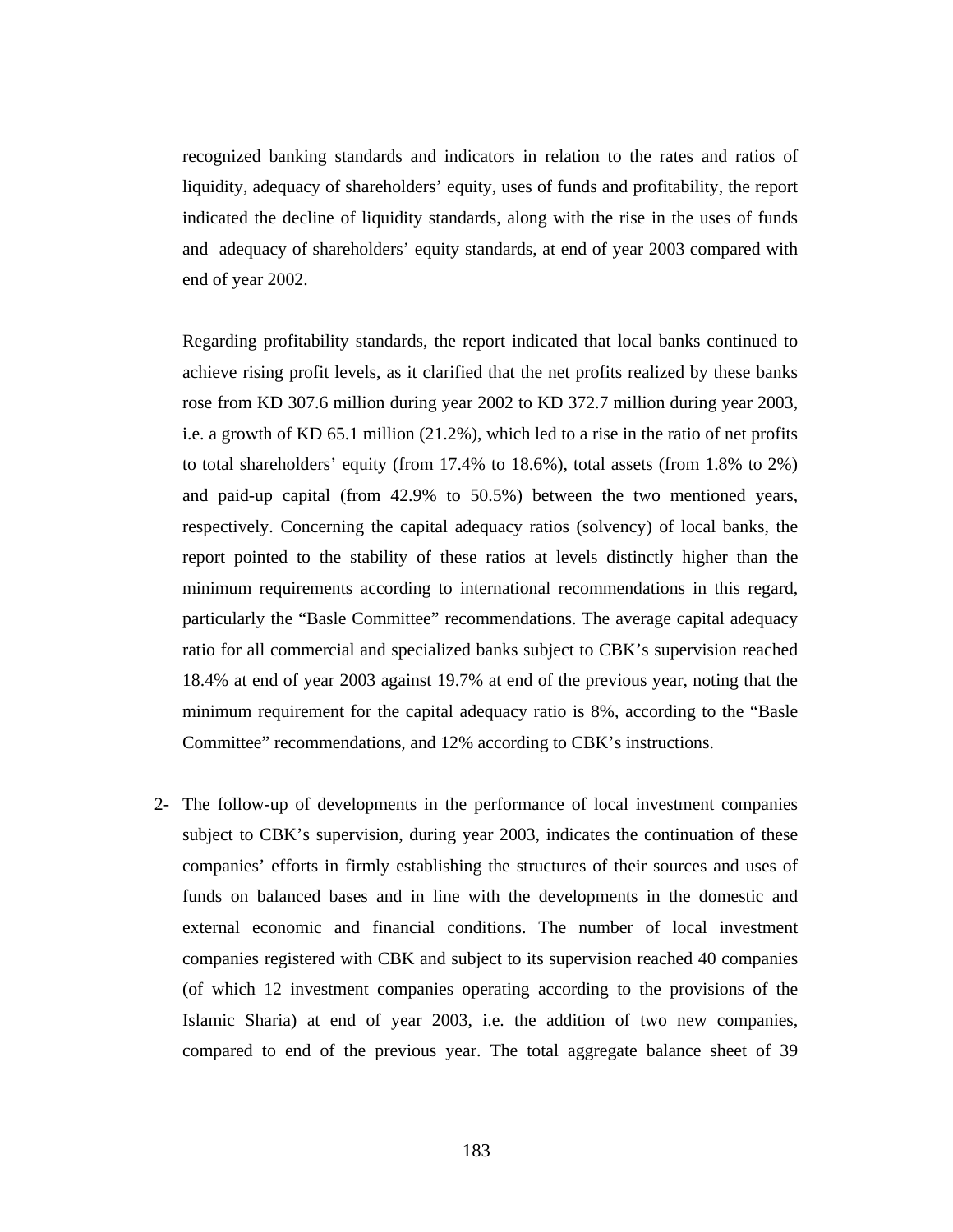recognized banking standards and indicators in relation to the rates and ratios of liquidity, adequacy of shareholders' equity, uses of funds and profitability, the report indicated the decline of liquidity standards, along with the rise in the uses of funds and adequacy of shareholders' equity standards, at end of year 2003 compared with end of year 2002.

Regarding profitability standards, the report indicated that local banks continued to achieve rising profit levels, as it clarified that the net profits realized by these banks rose from KD 307.6 million during year 2002 to KD 372.7 million during year 2003, i.e. a growth of KD 65.1 million (21.2%), which led to a rise in the ratio of net profits to total shareholders' equity (from 17.4% to 18.6%), total assets (from 1.8% to 2%) and paid-up capital (from 42.9% to 50.5%) between the two mentioned years, respectively. Concerning the capital adequacy ratios (solvency) of local banks, the report pointed to the stability of these ratios at levels distinctly higher than the minimum requirements according to international recommendations in this regard, particularly the "Basle Committee" recommendations. The average capital adequacy ratio for all commercial and specialized banks subject to CBK's supervision reached 18.4% at end of year 2003 against 19.7% at end of the previous year, noting that the minimum requirement for the capital adequacy ratio is 8%, according to the "Basle Committee" recommendations, and 12% according to CBK's instructions.

2- The follow-up of developments in the performance of local investment companies subject to CBK's supervision, during year 2003, indicates the continuation of these companies' efforts in firmly establishing the structures of their sources and uses of funds on balanced bases and in line with the developments in the domestic and external economic and financial conditions. The number of local investment companies registered with CBK and subject to its supervision reached 40 companies (of which 12 investment companies operating according to the provisions of the Islamic Sharia) at end of year 2003, i.e. the addition of two new companies, compared to end of the previous year. The total aggregate balance sheet of 39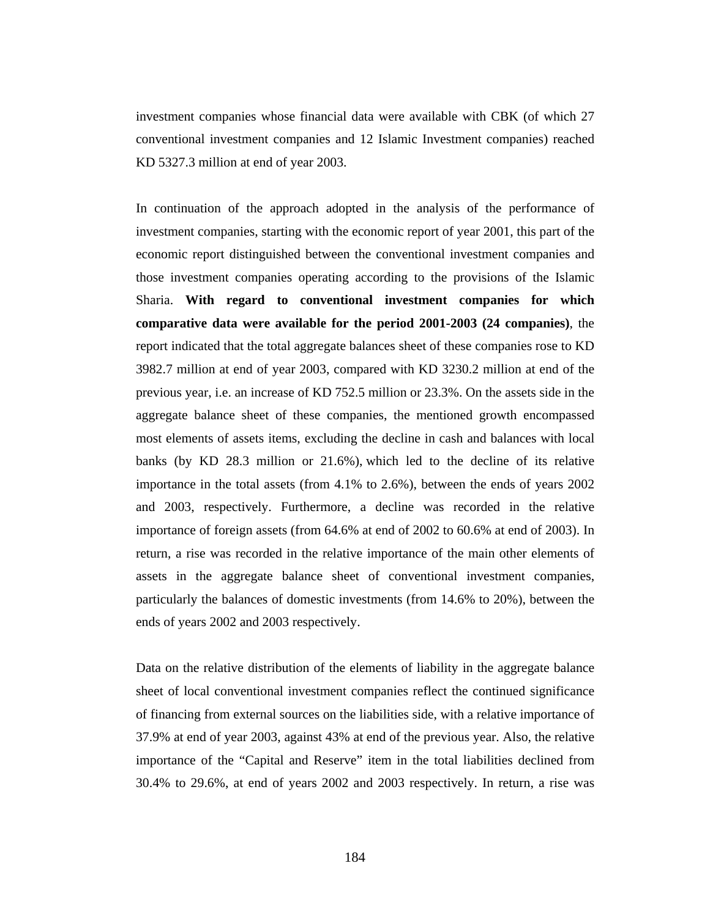investment companies whose financial data were available with CBK (of which 27 conventional investment companies and 12 Islamic Investment companies) reached KD 5327.3 million at end of year 2003.

In continuation of the approach adopted in the analysis of the performance of investment companies, starting with the economic report of year 2001, this part of the economic report distinguished between the conventional investment companies and those investment companies operating according to the provisions of the Islamic Sharia. **With regard to conventional investment companies for which comparative data were available for the period 2001-2003 (24 companies)**, the report indicated that the total aggregate balances sheet of these companies rose to KD 3982.7 million at end of year 2003, compared with KD 3230.2 million at end of the previous year, i.e. an increase of KD 752.5 million or 23.3%. On the assets side in the aggregate balance sheet of these companies, the mentioned growth encompassed most elements of assets items, excluding the decline in cash and balances with local banks (by KD 28.3 million or 21.6%), which led to the decline of its relative importance in the total assets (from 4.1% to 2.6%), between the ends of years 2002 and 2003, respectively. Furthermore, a decline was recorded in the relative importance of foreign assets (from 64.6% at end of 2002 to 60.6% at end of 2003). In return, a rise was recorded in the relative importance of the main other elements of assets in the aggregate balance sheet of conventional investment companies, particularly the balances of domestic investments (from 14.6% to 20%), between the ends of years 2002 and 2003 respectively.

Data on the relative distribution of the elements of liability in the aggregate balance sheet of local conventional investment companies reflect the continued significance of financing from external sources on the liabilities side, with a relative importance of 37.9% at end of year 2003, against 43% at end of the previous year. Also, the relative importance of the "Capital and Reserve" item in the total liabilities declined from 30.4% to 29.6%, at end of years 2002 and 2003 respectively. In return, a rise was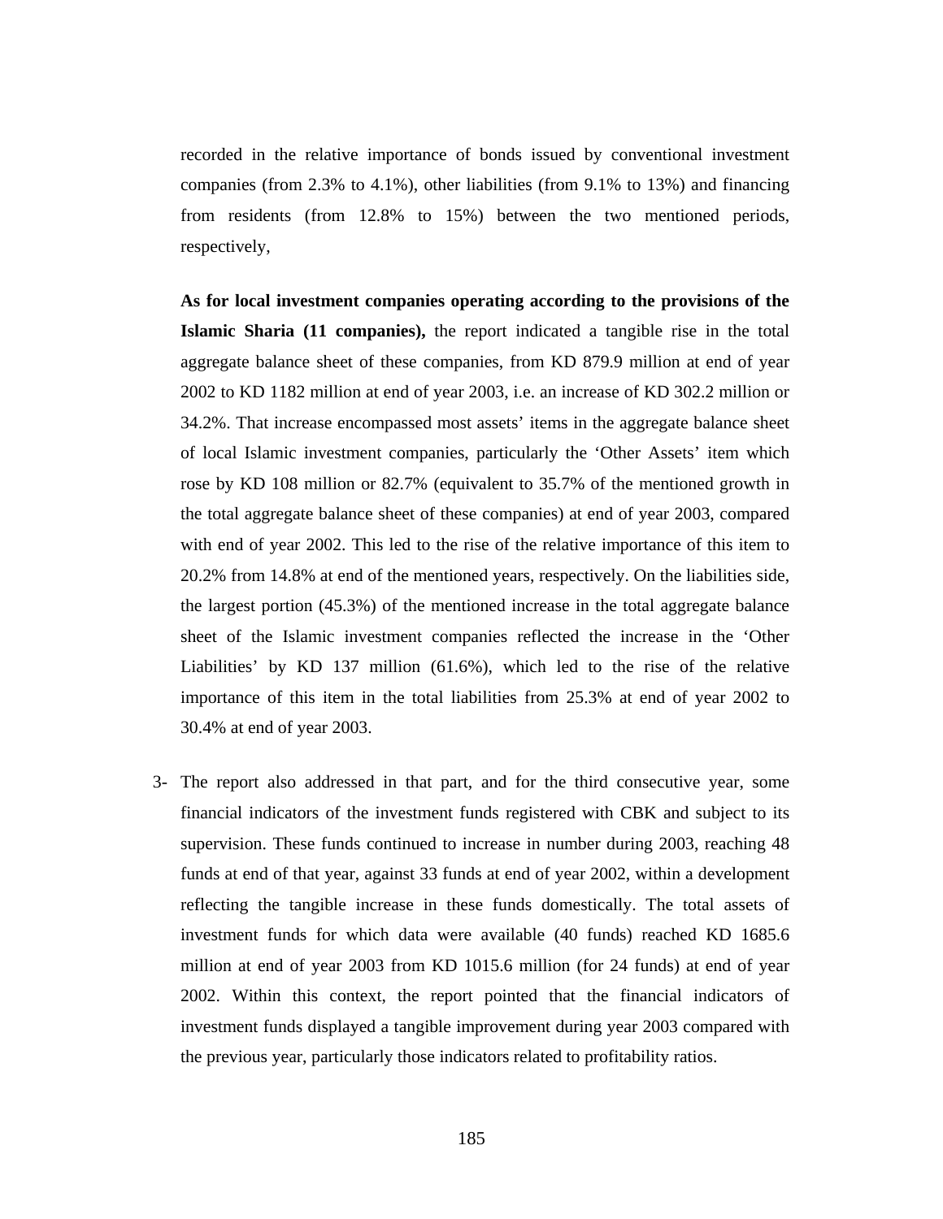recorded in the relative importance of bonds issued by conventional investment companies (from 2.3% to 4.1%), other liabilities (from 9.1% to 13%) and financing from residents (from 12.8% to 15%) between the two mentioned periods, respectively,

**As for local investment companies operating according to the provisions of the Islamic Sharia (11 companies),** the report indicated a tangible rise in the total aggregate balance sheet of these companies, from KD 879.9 million at end of year 2002 to KD 1182 million at end of year 2003, i.e. an increase of KD 302.2 million or 34.2%. That increase encompassed most assets' items in the aggregate balance sheet of local Islamic investment companies, particularly the 'Other Assets' item which rose by KD 108 million or 82.7% (equivalent to 35.7% of the mentioned growth in the total aggregate balance sheet of these companies) at end of year 2003, compared with end of year 2002. This led to the rise of the relative importance of this item to 20.2% from 14.8% at end of the mentioned years, respectively. On the liabilities side, the largest portion (45.3%) of the mentioned increase in the total aggregate balance sheet of the Islamic investment companies reflected the increase in the 'Other Liabilities' by KD 137 million (61.6%), which led to the rise of the relative importance of this item in the total liabilities from 25.3% at end of year 2002 to 30.4% at end of year 2003.

3- The report also addressed in that part, and for the third consecutive year, some financial indicators of the investment funds registered with CBK and subject to its supervision. These funds continued to increase in number during 2003, reaching 48 funds at end of that year, against 33 funds at end of year 2002, within a development reflecting the tangible increase in these funds domestically. The total assets of investment funds for which data were available (40 funds) reached KD 1685.6 million at end of year 2003 from KD 1015.6 million (for 24 funds) at end of year 2002. Within this context, the report pointed that the financial indicators of investment funds displayed a tangible improvement during year 2003 compared with the previous year, particularly those indicators related to profitability ratios.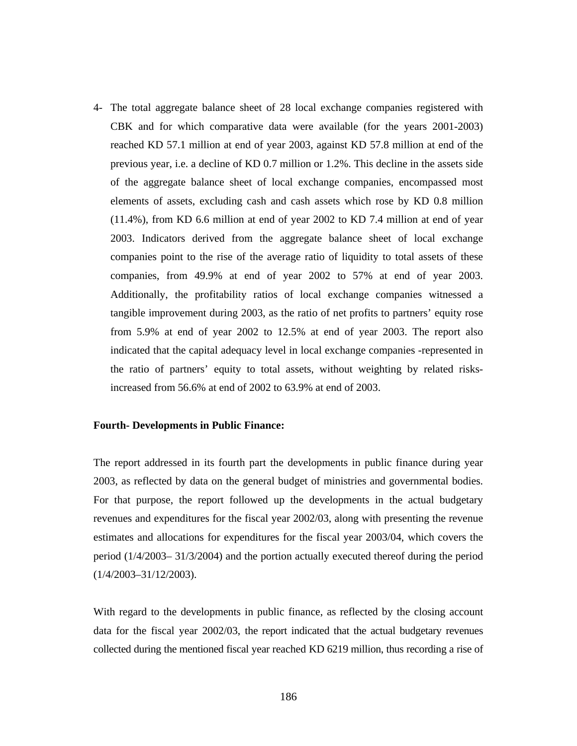4- The total aggregate balance sheet of 28 local exchange companies registered with CBK and for which comparative data were available (for the years 2001-2003) reached KD 57.1 million at end of year 2003, against KD 57.8 million at end of the previous year, i.e. a decline of KD 0.7 million or 1.2%. This decline in the assets side of the aggregate balance sheet of local exchange companies, encompassed most elements of assets, excluding cash and cash assets which rose by KD 0.8 million (11.4%), from KD 6.6 million at end of year 2002 to KD 7.4 million at end of year 2003. Indicators derived from the aggregate balance sheet of local exchange companies point to the rise of the average ratio of liquidity to total assets of these companies, from 49.9% at end of year 2002 to 57% at end of year 2003. Additionally, the profitability ratios of local exchange companies witnessed a tangible improvement during 2003, as the ratio of net profits to partners' equity rose from 5.9% at end of year 2002 to 12.5% at end of year 2003. The report also indicated that the capital adequacy level in local exchange companies -represented in the ratio of partners' equity to total assets, without weighting by related risks- increased from 56.6% at end of 2002 to 63.9% at end of 2003.

**Fourth- Developments in Public Finance:**

The report addressed in its fourth part the developments in public finance during year 2003, as reflected by data on the general budget of ministries and governmental bodies. For that purpose, the report followed up the developments in the actual budgetary revenues and expenditures for the fiscal year 2002/03, along with presenting the revenue estimates and allocations for expenditures for the fiscal year 2003/04, which covers the period (1/4/2003– 31/3/2004) and the portion actually executed thereof during the period (1/4/2003–31/12/2003).

With regard to the developments in public finance, as reflected by the closing account data for the fiscal year 2002/03, the report indicated that the actual budgetary revenues collected during the mentioned fiscal year reached KD 6219 million, thus recording a rise of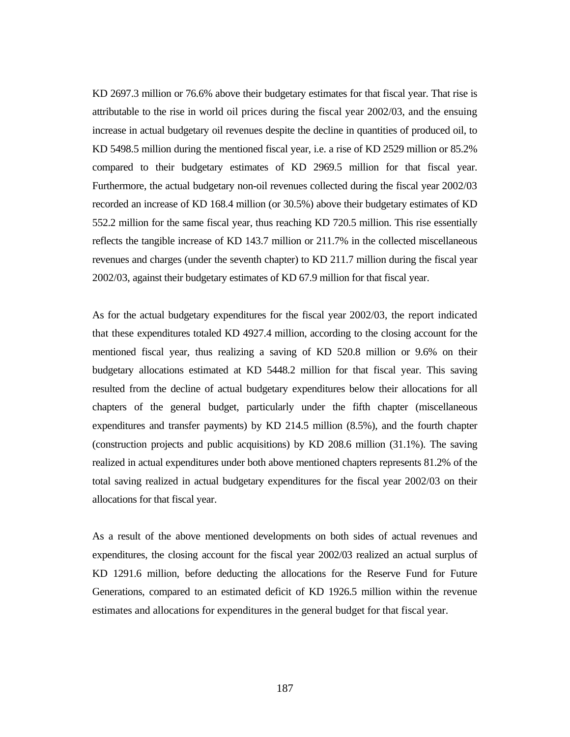KD 2697.3 million or 76.6% above their budgetary estimates for that fiscal year. That rise is attributable to the rise in world oil prices during the fiscal year 2002/03, and the ensuing increase in actual budgetary oil revenues despite the decline in quantities of produced oil, to KD 5498.5 million during the mentioned fiscal year, i.e. a rise of KD 2529 million or 85.2% compared to their budgetary estimates of KD 2969.5 million for that fiscal year. Furthermore, the actual budgetary non-oil revenues collected during the fiscal year 2002/03 recorded an increase of KD 168.4 million (or 30.5%) above their budgetary estimates of KD 552.2 million for the same fiscal year, thus reaching KD 720.5 million. This rise essentially reflects the tangible increase of KD 143.7 million or 211.7% in the collected miscellaneous revenues and charges (under the seventh chapter) to KD 211.7 million during the fiscal year 2002/03, against their budgetary estimates of KD 67.9 million for that fiscal year.

As for the actual budgetary expenditures for the fiscal year 2002/03, the report indicated that these expenditures totaled KD 4927.4 million, according to the closing account for the mentioned fiscal year, thus realizing a saving of KD 520.8 million or 9.6% on their budgetary allocations estimated at KD 5448.2 million for that fiscal year. This saving resulted from the decline of actual budgetary expenditures below their allocations for all chapters of the general budget, particularly under the fifth chapter (miscellaneous expenditures and transfer payments) by KD 214.5 million (8.5%), and the fourth chapter (construction projects and public acquisitions) by KD 208.6 million (31.1%). The saving realized in actual expenditures under both above mentioned chapters represents 81.2% of the total saving realized in actual budgetary expenditures for the fiscal year 2002/03 on their allocations for that fiscal year.

As a result of the above mentioned developments on both sides of actual revenues and expenditures, the closing account for the fiscal year 2002/03 realized an actual surplus of KD 1291.6 million, before deducting the allocations for the Reserve Fund for Future Generations, compared to an estimated deficit of KD 1926.5 million within the revenue estimates and allocations for expenditures in the general budget for that fiscal year.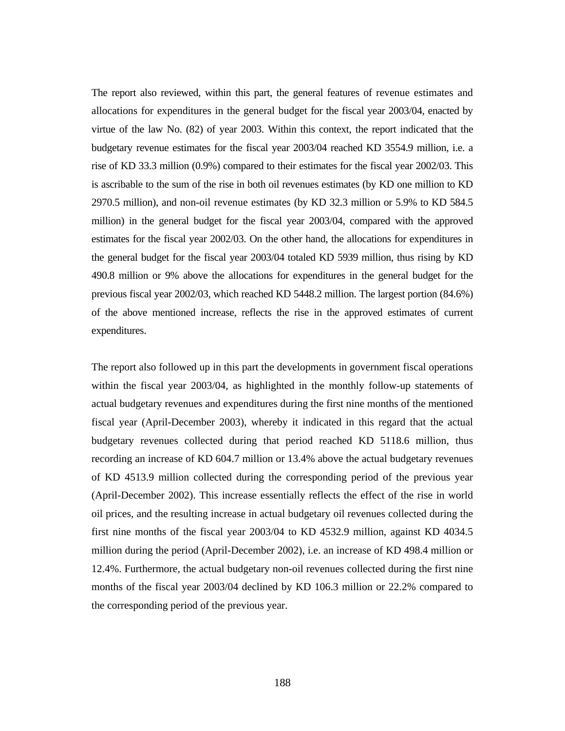The report also reviewed, within this part, the general features of revenue estimates and allocations for expenditures in the general budget for the fiscal year 2003/04, enacted by virtue of the law No. (82) of year 2003. Within this context, the report indicated that the budgetary revenue estimates for the fiscal year 2003/04 reached KD 3554.9 million, i.e. a rise of KD 33.3 million (0.9%) compared to their estimates for the fiscal year 2002/03. This is ascribable to the sum of the rise in both oil revenues estimates (by KD one million to KD 2970.5 million), and non-oil revenue estimates (by KD 32.3 million or 5.9% to KD 584.5 million) in the general budget for the fiscal year 2003/04, compared with the approved estimates for the fiscal year 2002/03. On the other hand, the allocations for expenditures in the general budget for the fiscal year 2003/04 totaled KD 5939 million, thus rising by KD 490.8 million or 9% above the allocations for expenditures in the general budget for the previous fiscal year 2002/03, which reached KD 5448.2 million. The largest portion (84.6%) of the above mentioned increase, reflects the rise in the approved estimates of current expenditures.

The report also followed up in this part the developments in government fiscal operations within the fiscal year 2003/04, as highlighted in the monthly follow-up statements of actual budgetary revenues and expenditures during the first nine months of the mentioned fiscal year (April-December 2003), whereby it indicated in this regard that the actual budgetary revenues collected during that period reached KD 5118.6 million, thus recording an increase of KD 604.7 million or 13.4% above the actual budgetary revenues of KD 4513.9 million collected during the corresponding period of the previous year (April-December 2002). This increase essentially reflects the effect of the rise in world oil prices, and the resulting increase in actual budgetary oil revenues collected during the first nine months of the fiscal year 2003/04 to KD 4532.9 million, against KD 4034.5 million during the period (April-December 2002), i.e. an increase of KD 498.4 million or 12.4%. Furthermore, the actual budgetary non-oil revenues collected during the first nine months of the fiscal year 2003/04 declined by KD 106.3 million or 22.2% compared to the corresponding period of the previous year.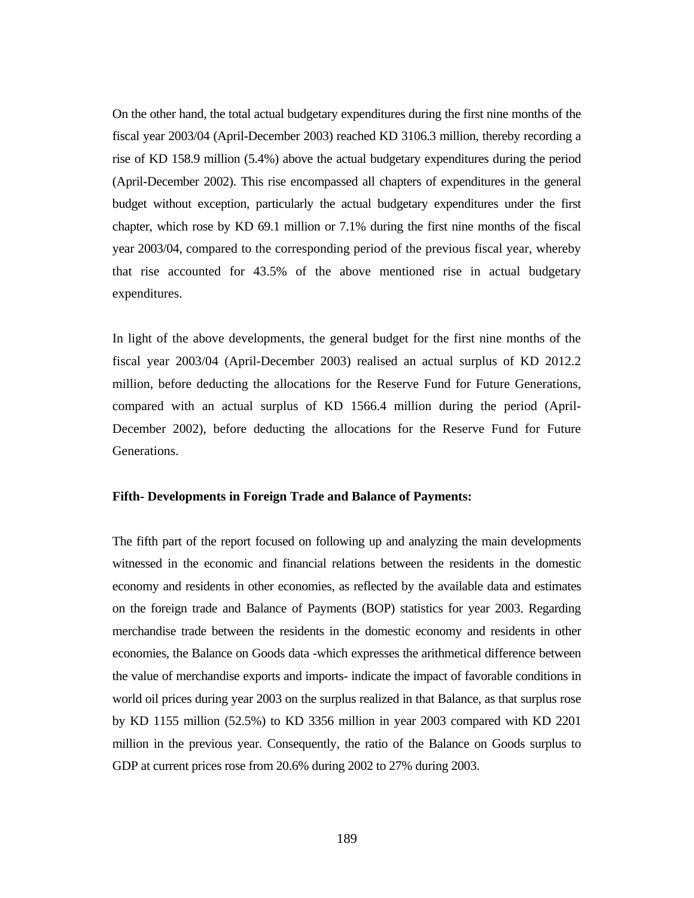On the other hand, the total actual budgetary expenditures during the first nine months of the fiscal year 2003/04 (April-December 2003) reached KD 3106.3 million, thereby recording a rise of KD 158.9 million (5.4%) above the actual budgetary expenditures during the period (April-December 2002). This rise encompassed all chapters of expenditures in the general budget without exception, particularly the actual budgetary expenditures under the first chapter, which rose by KD 69.1 million or 7.1% during the first nine months of the fiscal year 2003/04, compared to the corresponding period of the previous fiscal year, whereby that rise accounted for 43.5% of the above mentioned rise in actual budgetary expenditures.

In light of the above developments, the general budget for the first nine months of the fiscal year 2003/04 (April-December 2003) realised an actual surplus of KD 2012.2 million, before deducting the allocations for the Reserve Fund for Future Generations, compared with an actual surplus of KD 1566.4 million during the period (April-December 2002), before deducting the allocations for the Reserve Fund for Future Generations.

**Fifth- Developments in Foreign Trade and Balance of Payments:**

The fifth part of the report focused on following up and analyzing the main developments witnessed in the economic and financial relations between the residents in the domestic economy and residents in other economies, as reflected by the available data and estimates on the foreign trade and Balance of Payments (BOP) statistics for year 2003. Regarding merchandise trade between the residents in the domestic economy and residents in other economies, the Balance on Goods data -which expresses the arithmetical difference between the value of merchandise exports and imports- indicate the impact of favorable conditions in world oil prices during year 2003 on the surplus realized in that Balance, as that surplus rose by KD 1155 million (52.5%) to KD 3356 million in year 2003 compared with KD 2201 million in the previous year. Consequently, the ratio of the Balance on Goods surplus to GDP at current prices rose from 20.6% during 2002 to 27% during 2003.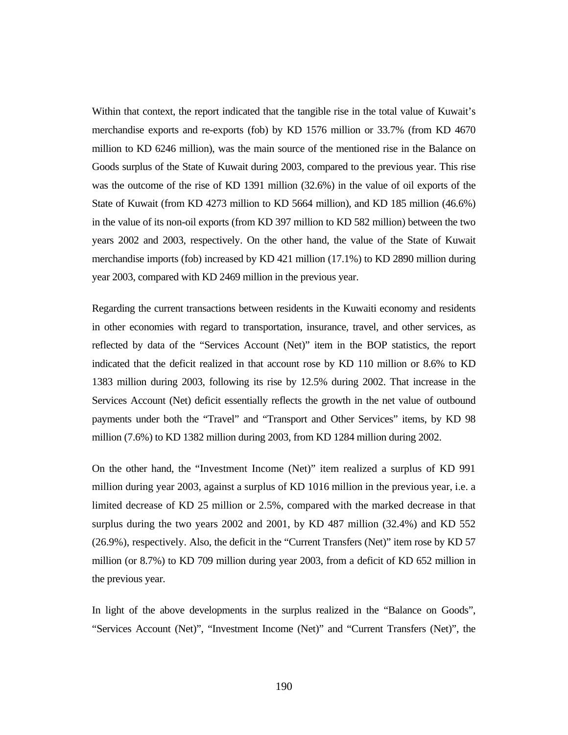Within that context, the report indicated that the tangible rise in the total value of Kuwait's merchandise exports and re-exports (fob) by KD 1576 million or 33.7% (from KD 4670 million to KD 6246 million), was the main source of the mentioned rise in the Balance on Goods surplus of the State of Kuwait during 2003, compared to the previous year. This rise was the outcome of the rise of KD 1391 million (32.6%) in the value of oil exports of the State of Kuwait (from KD 4273 million to KD 5664 million), and KD 185 million (46.6%) in the value of its non-oil exports (from KD 397 million to KD 582 million) between the two years 2002 and 2003, respectively. On the other hand, the value of the State of Kuwait merchandise imports (fob) increased by KD 421 million (17.1%) to KD 2890 million during year 2003, compared with KD 2469 million in the previous year.

Regarding the current transactions between residents in the Kuwaiti economy and residents in other economies with regard to transportation, insurance, travel, and other services, as reflected by data of the "Services Account (Net)" item in the BOP statistics, the report indicated that the deficit realized in that account rose by KD 110 million or 8.6% to KD 1383 million during 2003, following its rise by 12.5% during 2002. That increase in the Services Account (Net) deficit essentially reflects the growth in the net value of outbound payments under both the "Travel" and "Transport and Other Services" items, by KD 98 million (7.6%) to KD 1382 million during 2003, from KD 1284 million during 2002.

On the other hand, the "Investment Income (Net)" item realized a surplus of KD 991 million during year 2003, against a surplus of KD 1016 million in the previous year, i.e. a limited decrease of KD 25 million or 2.5%, compared with the marked decrease in that surplus during the two years 2002 and 2001, by KD 487 million (32.4%) and KD 552 (26.9%), respectively. Also, the deficit in the "Current Transfers (Net)" item rose by KD 57 million (or 8.7%) to KD 709 million during year 2003, from a deficit of KD 652 million in the previous year.

In light of the above developments in the surplus realized in the "Balance on Goods", "Services Account (Net)", "Investment Income (Net)" and "Current Transfers (Net)", the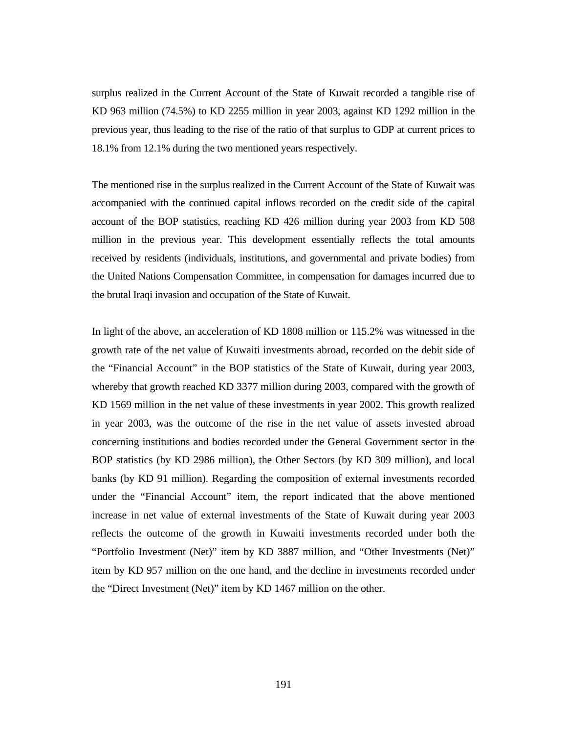surplus realized in the Current Account of the State of Kuwait recorded a tangible rise of KD 963 million (74.5%) to KD 2255 million in year 2003, against KD 1292 million in the previous year, thus leading to the rise of the ratio of that surplus to GDP at current prices to 18.1% from 12.1% during the two mentioned years respectively.

The mentioned rise in the surplus realized in the Current Account of the State of Kuwait was accompanied with the continued capital inflows recorded on the credit side of the capital account of the BOP statistics, reaching KD 426 million during year 2003 from KD 508 million in the previous year. This development essentially reflects the total amounts received by residents (individuals, institutions, and governmental and private bodies) from the United Nations Compensation Committee, in compensation for damages incurred due to the brutal Iraqi invasion and occupation of the State of Kuwait.

In light of the above, an acceleration of KD 1808 million or 115.2% was witnessed in the growth rate of the net value of Kuwaiti investments abroad, recorded on the debit side of the "Financial Account" in the BOP statistics of the State of Kuwait, during year 2003, whereby that growth reached KD 3377 million during 2003, compared with the growth of KD 1569 million in the net value of these investments in year 2002. This growth realized in year 2003, was the outcome of the rise in the net value of assets invested abroad concerning institutions and bodies recorded under the General Government sector in the BOP statistics (by KD 2986 million), the Other Sectors (by KD 309 million), and local banks (by KD 91 million). Regarding the composition of external investments recorded under the "Financial Account" item, the report indicated that the above mentioned increase in net value of external investments of the State of Kuwait during year 2003 reflects the outcome of the growth in Kuwaiti investments recorded under both the "Portfolio Investment (Net)" item by KD 3887 million, and "Other Investments (Net)" item by KD 957 million on the one hand, and the decline in investments recorded under the "Direct Investment (Net)" item by KD 1467 million on the other.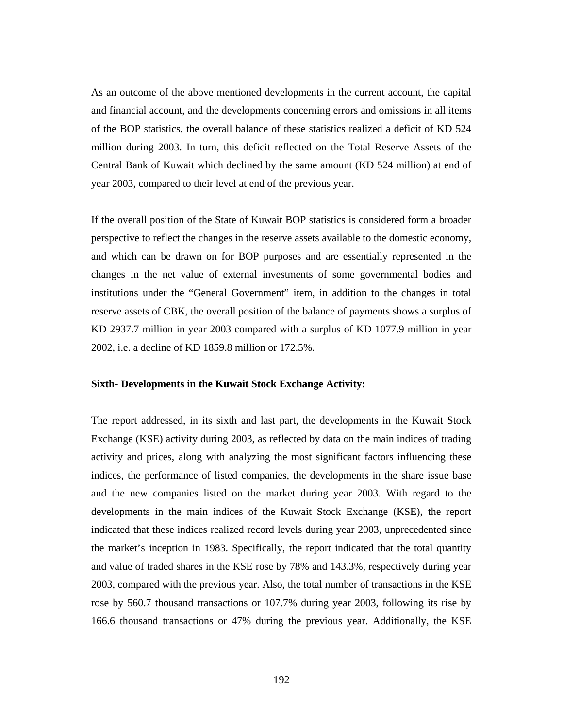As an outcome of the above mentioned developments in the current account, the capital and financial account, and the developments concerning errors and omissions in all items of the BOP statistics, the overall balance of these statistics realized a deficit of KD 524 million during 2003. In turn, this deficit reflected on the Total Reserve Assets of the Central Bank of Kuwait which declined by the same amount (KD 524 million) at end of year 2003, compared to their level at end of the previous year.

If the overall position of the State of Kuwait BOP statistics is considered form a broader perspective to reflect the changes in the reserve assets available to the domestic economy, and which can be drawn on for BOP purposes and are essentially represented in the changes in the net value of external investments of some governmental bodies and institutions under the “General Government” item, in addition to the changes in total reserve assets of CBK, the overall position of the balance of payments shows a surplus of KD 2937.7 million in year 2003 compared with a surplus of KD 1077.9 million in year 2002, i.e. a decline of KD 1859.8 million or 172.5%.

**Sixth- Developments in the Kuwait Stock Exchange Activity:**

The report addressed, in its sixth and last part, the developments in the Kuwait Stock Exchange (KSE) activity during 2003, as reflected by data on the main indices of trading activity and prices, along with analyzing the most significant factors influencing these indices, the performance of listed companies, the developments in the share issue base and the new companies listed on the market during year 2003. With regard to the developments in the main indices of the Kuwait Stock Exchange (KSE), the report indicated that these indices realized record levels during year 2003, unprecedented since the market’s inception in 1983. Specifically, the report indicated that the total quantity and value of traded shares in the KSE rose by 78% and 143.3%, respectively during year 2003, compared with the previous year. Also, the total number of transactions in the KSE rose by 560.7 thousand transactions or 107.7% during year 2003, following its rise by 166.6 thousand transactions or 47% during the previous year. Additionally, the KSE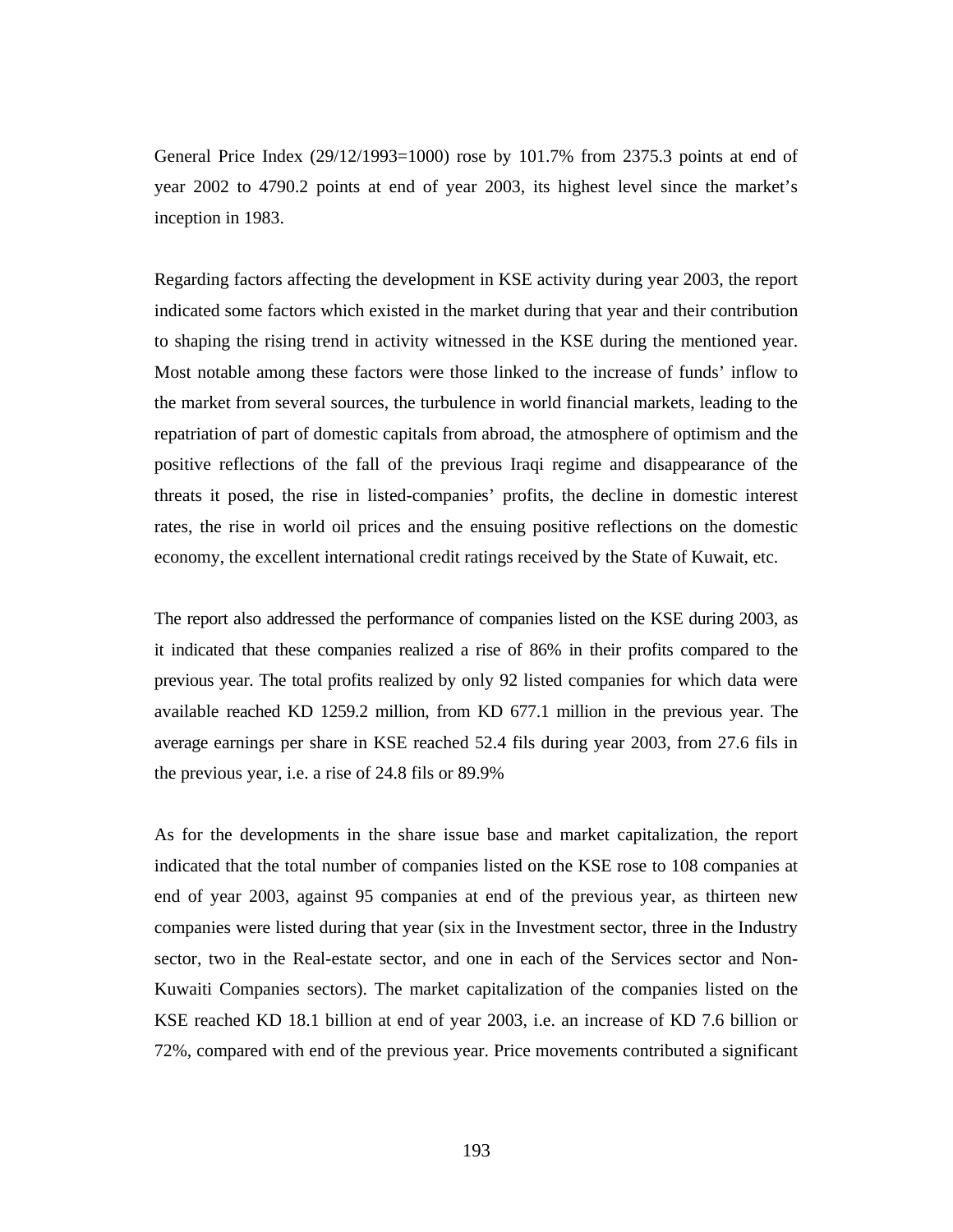General Price Index (29/12/1993=1000) rose by 101.7% from 2375.3 points at end of year 2002 to 4790.2 points at end of year 2003, its highest level since the market's inception in 1983.

Regarding factors affecting the development in KSE activity during year 2003, the report indicated some factors which existed in the market during that year and their contribution to shaping the rising trend in activity witnessed in the KSE during the mentioned year. Most notable among these factors were those linked to the increase of funds' inflow to the market from several sources, the turbulence in world financial markets, leading to the repatriation of part of domestic capitals from abroad, the atmosphere of optimism and the positive reflections of the fall of the previous Iraqi regime and disappearance of the threats it posed, the rise in listed-companies' profits, the decline in domestic interest rates, the rise in world oil prices and the ensuing positive reflections on the domestic economy, the excellent international credit ratings received by the State of Kuwait, etc.

The report also addressed the performance of companies listed on the KSE during 2003, as it indicated that these companies realized a rise of 86% in their profits compared to the previous year. The total profits realized by only 92 listed companies for which data were available reached KD 1259.2 million, from KD 677.1 million in the previous year. The average earnings per share in KSE reached 52.4 fils during year 2003, from 27.6 fils in the previous year, i.e. a rise of 24.8 fils or 89.9%

As for the developments in the share issue base and market capitalization, the report indicated that the total number of companies listed on the KSE rose to 108 companies at end of year 2003, against 95 companies at end of the previous year, as thirteen new companies were listed during that year (six in the Investment sector, three in the Industry sector, two in the Real-estate sector, and one in each of the Services sector and Non-Kuwaiti Companies sectors). The market capitalization of the companies listed on the KSE reached KD 18.1 billion at end of year 2003, i.e. an increase of KD 7.6 billion or 72%, compared with end of the previous year. Price movements contributed a significant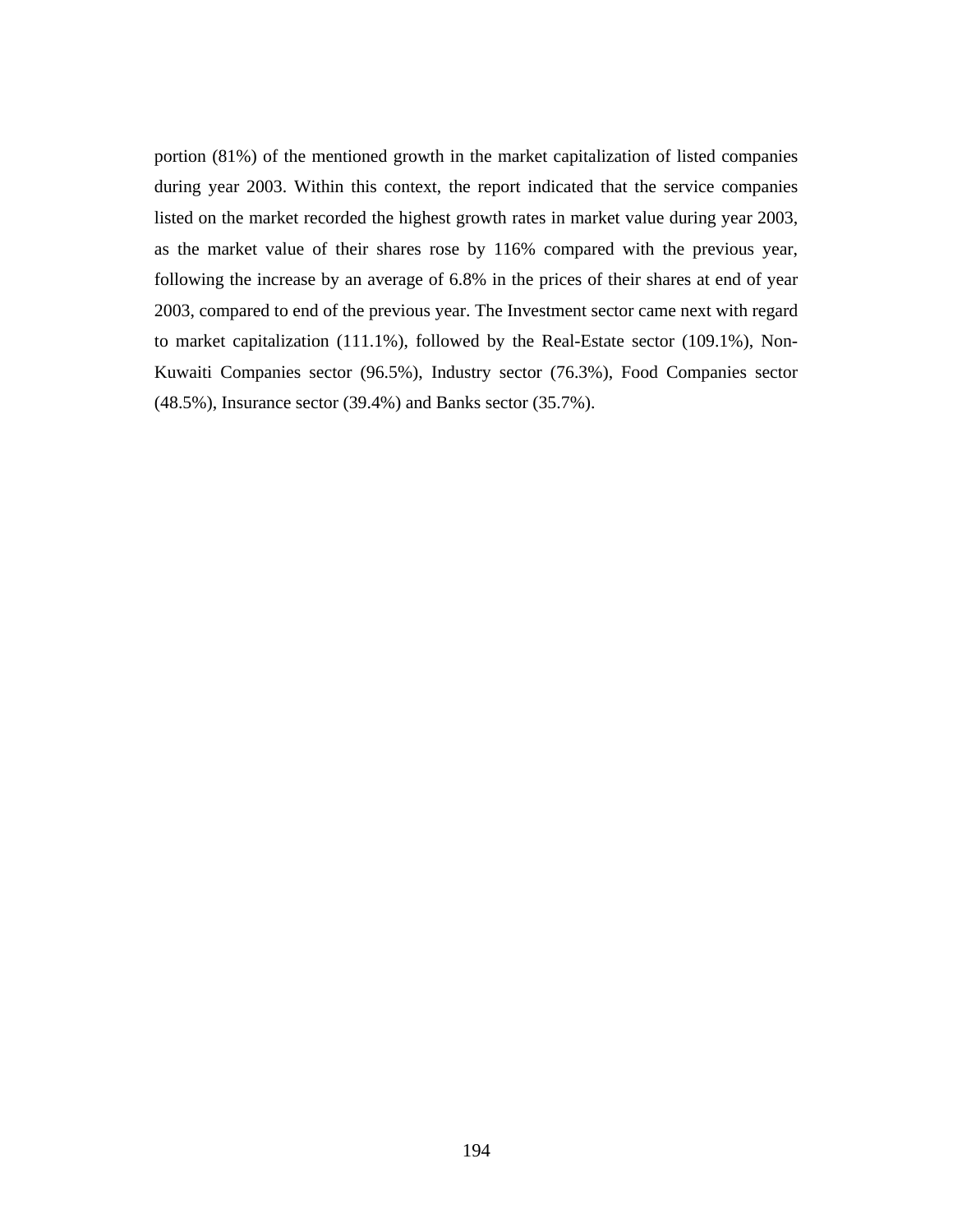portion (81%) of the mentioned growth in the market capitalization of listed companies during year 2003. Within this context, the report indicated that the service companies listed on the market recorded the highest growth rates in market value during year 2003, as the market value of their shares rose by 116% compared with the previous year, following the increase by an average of 6.8% in the prices of their shares at end of year 2003, compared to end of the previous year. The Investment sector came next with regard to market capitalization (111.1%), followed by the Real-Estate sector (109.1%), Non-Kuwaiti Companies sector (96.5%), Industry sector (76.3%), Food Companies sector (48.5%), Insurance sector (39.4%) and Banks sector (35.7%).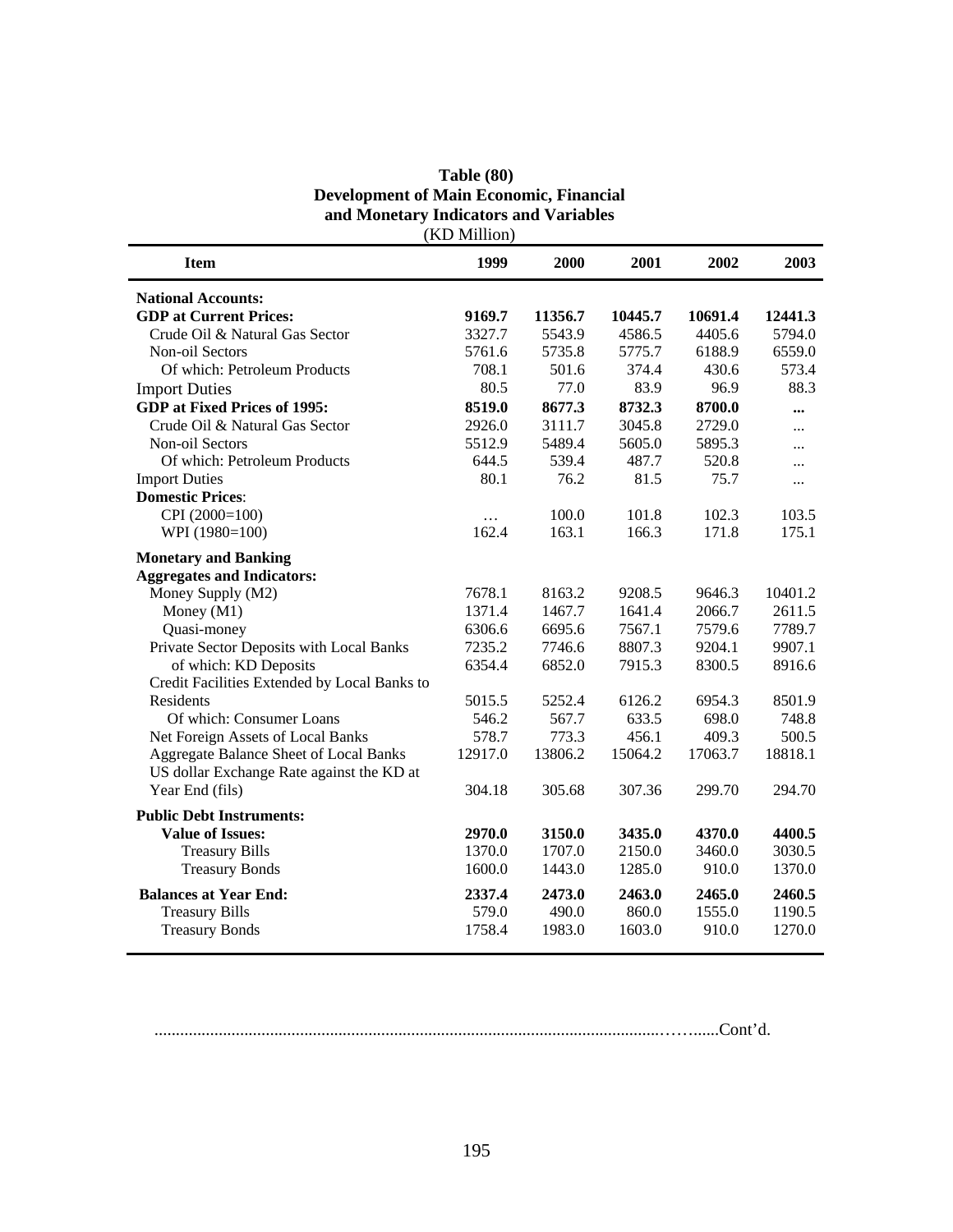**Table (80)**
**Development of Main Economic, Financial and Monetary Indicators and Variables**
(KD Million)

| Item | 1999 | 2000 | 2001 | 2002 | 2003 |
|---|---|---|---|---|---|
| **National Accounts:** | | | | | |
| **GDP at Current Prices:** | **9169.7** | **11356.7** | **10445.7** | **10691.4** | **12441.3** |
| Crude Oil & Natural Gas Sector | 3327.7 | 5543.9 | 4586.5 | 4405.6 | 5794.0 |
| Non-oil Sectors | 5761.6 | 5735.8 | 5775.7 | 6188.9 | 6559.0 |
| Of which: Petroleum Products | 708.1 | 501.6 | 374.4 | 430.6 | 573.4 |
| Import Duties | 80.5 | 77.0 | 83.9 | 96.9 | 88.3 |
| **GDP at Fixed Prices of 1995:** | **8519.0** | **8677.3** | **8732.3** | **8700.0** | **...** |
| Crude Oil & Natural Gas Sector | 2926.0 | 3111.7 | 3045.8 | 2729.0 | ... |
| Non-oil Sectors | 5512.9 | 5489.4 | 5605.0 | 5895.3 | ... |
| Of which: Petroleum Products | 644.5 | 539.4 | 487.7 | 520.8 | ... |
| Import Duties | 80.1 | 76.2 | 81.5 | 75.7 | ... |
| **Domestic Prices**: | | | | | |
| CPI (2000=100) | … | 100.0 | 101.8 | 102.3 | 103.5 |
| WPI (1980=100) | 162.4 | 163.1 | 166.3 | 171.8 | 175.1 |
| **Monetary and Banking Aggregates and Indicators:** | | | | | |
| Money Supply (M2) | 7678.1 | 8163.2 | 9208.5 | 9646.3 | 10401.2 |
| Money (M1) | 1371.4 | 1467.7 | 1641.4 | 2066.7 | 2611.5 |
| Quasi-money | 6306.6 | 6695.6 | 7567.1 | 7579.6 | 7789.7 |
| Private Sector Deposits with Local Banks | 7235.2 | 7746.6 | 8807.3 | 9204.1 | 9907.1 |
| of which: KD Deposits | 6354.4 | 6852.0 | 7915.3 | 8300.5 | 8916.6 |
| Credit Facilities Extended by Local Banks to Residents | 5015.5 | 5252.4 | 6126.2 | 6954.3 | 8501.9 |
| Of which: Consumer Loans | 546.2 | 567.7 | 633.5 | 698.0 | 748.8 |
| Net Foreign Assets of Local Banks | 578.7 | 773.3 | 456.1 | 409.3 | 500.5 |
| Aggregate Balance Sheet of Local Banks | 12917.0 | 13806.2 | 15064.2 | 17063.7 | 18818.1 |
| US dollar Exchange Rate against the KD at Year End (fils) | 304.18 | 305.68 | 307.36 | 299.70 | 294.70 |
| **Public Debt Instruments:** | | | | | |
| **Value of Issues:** | **2970.0** | **3150.0** | **3435.0** | **4370.0** | **4400.5** |
| Treasury Bills | 1370.0 | 1707.0 | 2150.0 | 3460.0 | 3030.5 |
| Treasury Bonds | 1600.0 | 1443.0 | 1285.0 | 910.0 | 1370.0 |
| **Balances at Year End:** | **2337.4** | **2473.0** | **2463.0** | **2465.0** | **2460.5** |
| Treasury Bills | 579.0 | 490.0 | 860.0 | 1555.0 | 1190.5 |
| Treasury Bonds | 1758.4 | 1983.0 | 1603.0 | 910.0 | 1270.0 |

...........................................................................................................................Cont'd.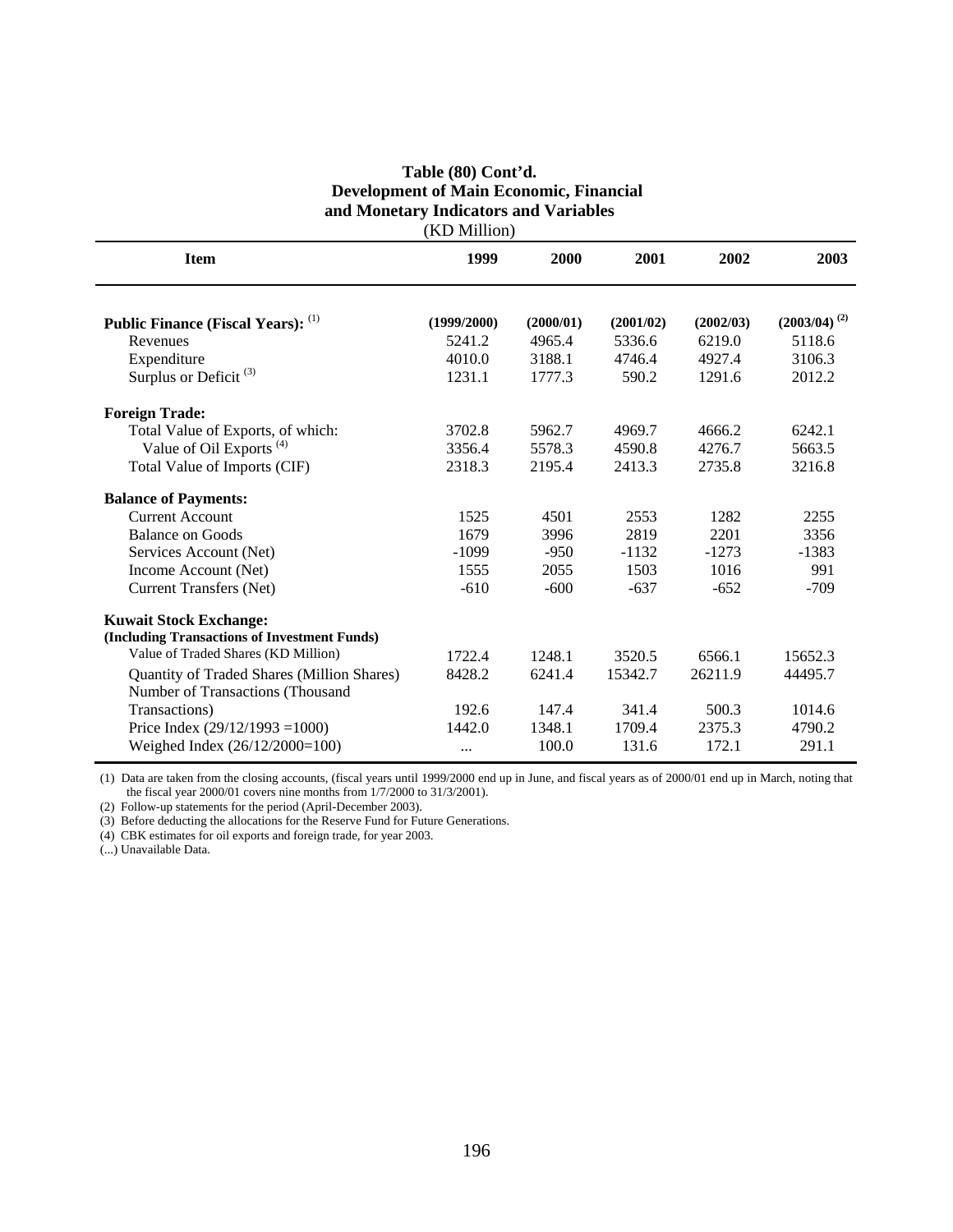**Table (80) Cont'd.**
**Development of Main Economic, Financial and Monetary Indicators and Variables**
(KD Million)

| Item | 1999 | 2000 | 2001 | 2002 | 2003 |
|---|---|---|---|---|---|
| **Public Finance (Fiscal Years):** (1) | **(1999/2000)** | **(2000/01)** | **(2001/02)** | **(2002/03)** | **(2003/04)** (2) |
| Revenues | 5241.2 | 4965.4 | 5336.6 | 6219.0 | 5118.6 |
| Expenditure | 4010.0 | 3188.1 | 4746.4 | 4927.4 | 3106.3 |
| Surplus or Deficit (3) | 1231.1 | 1777.3 | 590.2 | 1291.6 | 2012.2 |
| **Foreign Trade:** | | | | | |
| Total Value of Exports, of which: | 3702.8 | 5962.7 | 4969.7 | 4666.2 | 6242.1 |
| Value of Oil Exports (4) | 3356.4 | 5578.3 | 4590.8 | 4276.7 | 5663.5 |
| Total Value of Imports (CIF) | 2318.3 | 2195.4 | 2413.3 | 2735.8 | 3216.8 |
| **Balance of Payments:** | | | | | |
| Current Account | 1525 | 4501 | 2553 | 1282 | 2255 |
| Balance on Goods | 1679 | 3996 | 2819 | 2201 | 3356 |
| Services Account (Net) | -1099 | -950 | -1132 | -1273 | -1383 |
| Income Account (Net) | 1555 | 2055 | 1503 | 1016 | 991 |
| Current Transfers (Net) | -610 | -600 | -637 | -652 | -709 |
| **Kuwait Stock Exchange:** **(Including Transactions of Investment Funds)** | | | | | |
| Value of Traded Shares (KD Million) | 1722.4 | 1248.1 | 3520.5 | 6566.1 | 15652.3 |
| Quantity of Traded Shares (Million Shares) | 8428.2 | 6241.4 | 15342.7 | 26211.9 | 44495.7 |
| Number of Transactions (Thousand Transactions) | 192.6 | 147.4 | 341.4 | 500.3 | 1014.6 |
| Price Index (29/12/1993 =1000) | 1442.0 | 1348.1 | 1709.4 | 2375.3 | 4790.2 |
| Weighed Index (26/12/2000=100) | ... | 100.0 | 131.6 | 172.1 | 291.1 |

(1) Data are taken from the closing accounts, (fiscal years until 1999/2000 end up in June, and fiscal years as of 2000/01 end up in March, noting that the fiscal year 2000/01 covers nine months from 1/7/2000 to 31/3/2001).

(2) Follow-up statements for the period (April-December 2003).

(3) Before deducting the allocations for the Reserve Fund for Future Generations.

(4) CBK estimates for oil exports and foreign trade, for year 2003.

(...) Unavailable Data.